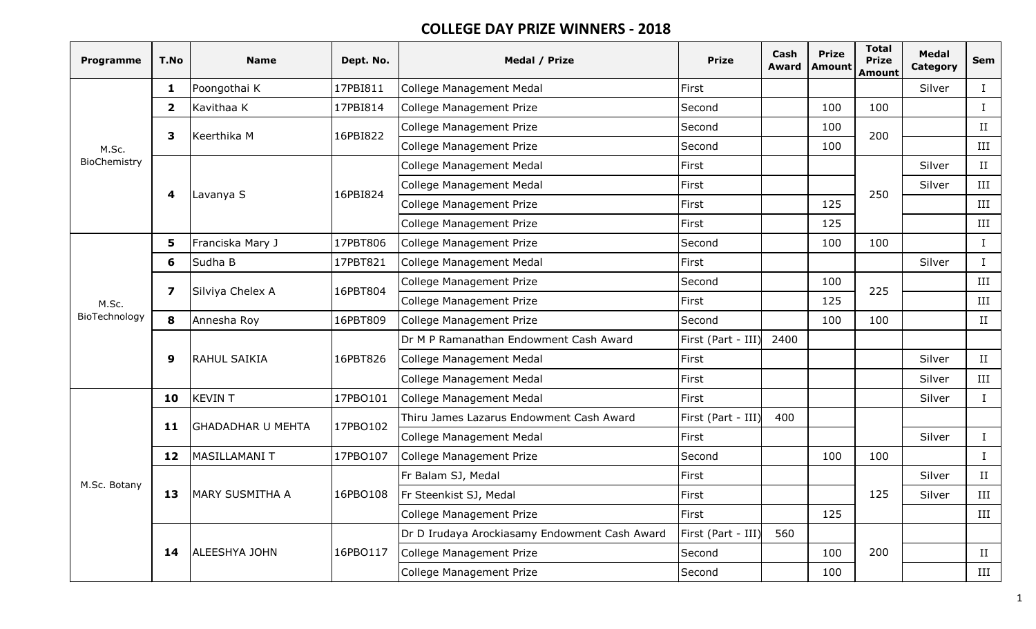# COLLEGE DAY PRIZE WINNERS - 2018

| Programme | T.No | Name | Dept. No. | Medal / Prize | Prize | Cash Award | Prize Amount | Total Prize Amount | Medal Category | Sem |
|---|---|---|---|---|---|---|---|---|---|---|
| M.Sc. BioChemistry | 1 | Poongothai K | 17PBI811 | College Management Medal | First | | | | Silver | I |
| | 2 | Kavithaa K | 17PBI814 | College Management Prize | Second | | 100 | 100 | | I |
| | 3 | Keerthika M | 16PBI822 | College Management Prize | Second | | 100 | 200 | | II |
| | | | | College Management Prize | Second | | 100 | | | III |
| | 4 | Lavanya S | 16PBI824 | College Management Medal | First | | | 250 | Silver | II |
| | | | | College Management Medal | First | | | | Silver | III |
| | | | | College Management Prize | First | | 125 | | | III |
| | | | | College Management Prize | First | | 125 | | | III |
| M.Sc. BioTechnology | 5 | Franciska Mary J | 17PBT806 | College Management Prize | Second | | 100 | 100 | | I |
| | 6 | Sudha B | 17PBT821 | College Management Medal | First | | | | Silver | I |
| | 7 | Silviya Chelex A | 16PBT804 | College Management Prize | Second | | 100 | 225 | | III |
| | | | | College Management Prize | First | | 125 | | | III |
| | 8 | Annesha Roy | 16PBT809 | College Management Prize | Second | | 100 | 100 | | II |
| | 9 | RAHUL SAIKIA | 16PBT826 | Dr M P Ramanathan Endowment Cash Award | First (Part - III) | 2400 | | | | |
| | | | | College Management Medal | First | | | | Silver | II |
| | | | | College Management Medal | First | | | | Silver | III |
| M.Sc. Botany | 10 | KEVIN T | 17PBO101 | College Management Medal | First | | | | Silver | I |
| | 11 | GHADADHAR U MEHTA | 17PBO102 | Thiru James Lazarus Endowment Cash Award | First (Part - III) | 400 | | | | |
| | | | | College Management Medal | First | | | | Silver | I |
| | 12 | MASILLAMANI T | 17PBO107 | College Management Prize | Second | | 100 | 100 | | I |
| | 13 | MARY SUSMITHA A | 16PBO108 | Fr Balam SJ, Medal | First | | | 125 | Silver | II |
| | | | | Fr Steenkist SJ, Medal | First | | | | Silver | III |
| | | | | College Management Prize | First | | 125 | | | III |
| | 14 | ALEESHYA JOHN | 16PBO117 | Dr D Irudaya Arockiasamy Endowment Cash Award | First (Part - III) | 560 | | 200 | | |
| | | | | College Management Prize | Second | | 100 | | | II |
| | | | | College Management Prize | Second | | 100 | | | III |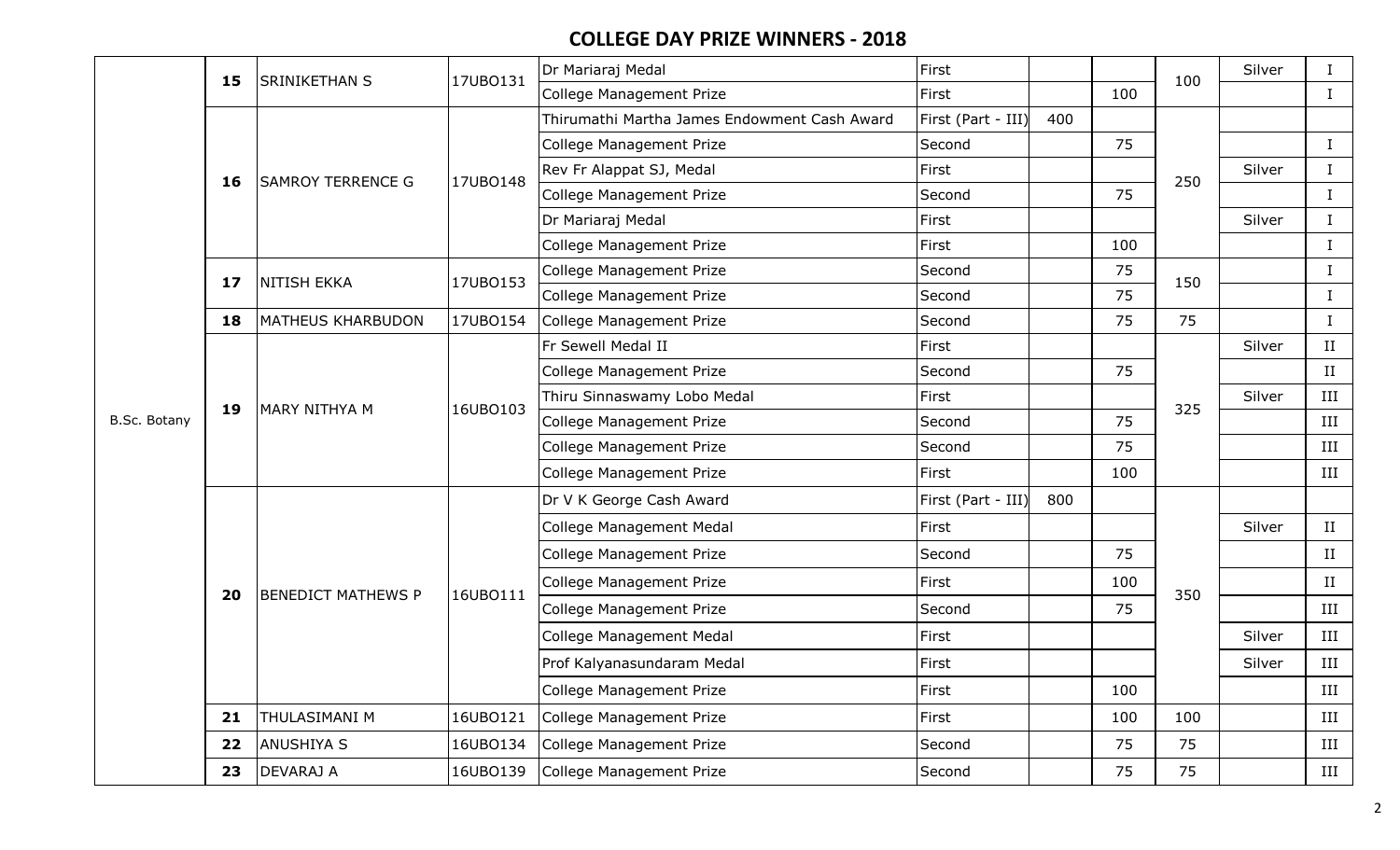# COLLEGE DAY PRIZE WINNERS - 2018

| | | | | | | | | | | |
|---|---|---|---|---|---|---|---|---|---|---|
| B.Sc. Botany | 15 | SRINIKETHAN S | 17UBO131 | Dr Mariaraj Medal | First | | | 100 | Silver | I |
| | | | | College Management Prize | First | | 100 | | | I |
| | 16 | SAMROY TERRENCE G | 17UBO148 | Thirumathi Martha James Endowment Cash Award | First (Part - III) | 400 | | 250 | | |
| | | | | College Management Prize | Second | | 75 | | | I |
| | | | | Rev Fr Alappat SJ, Medal | First | | | | Silver | I |
| | | | | College Management Prize | Second | | 75 | | | I |
| | | | | Dr Mariaraj Medal | First | | | | Silver | I |
| | | | | College Management Prize | First | | 100 | | | I |
| | 17 | NITISH EKKA | 17UBO153 | College Management Prize | Second | | 75 | 150 | | I |
| | | | | College Management Prize | Second | | 75 | | | I |
| | 18 | MATHEUS KHARBUDON | 17UBO154 | College Management Prize | Second | | 75 | 75 | | I |
| | 19 | MARY NITHYA M | 16UBO103 | Fr Sewell Medal II | First | | | 325 | Silver | II |
| | | | | College Management Prize | Second | | 75 | | | II |
| | | | | Thiru Sinnaswamy Lobo Medal | First | | | | Silver | III |
| | | | | College Management Prize | Second | | 75 | | | III |
| | | | | College Management Prize | Second | | 75 | | | III |
| | | | | College Management Prize | First | | 100 | | | III |
| | 20 | BENEDICT MATHEWS P | 16UBO111 | Dr V K George Cash Award | First (Part - III) | 800 | | 350 | | |
| | | | | College Management Medal | First | | | | Silver | II |
| | | | | College Management Prize | Second | | 75 | | | II |
| | | | | College Management Prize | First | | 100 | | | II |
| | | | | College Management Prize | Second | | 75 | | | III |
| | | | | College Management Medal | First | | | | Silver | III |
| | | | | Prof Kalyanasundaram Medal | First | | | | Silver | III |
| | | | | College Management Prize | First | | 100 | | | III |
| | 21 | THULASIMANI M | 16UBO121 | College Management Prize | First | | 100 | 100 | | III |
| | 22 | ANUSHIYA S | 16UBO134 | College Management Prize | Second | | 75 | 75 | | III |
| | 23 | DEVARAJ A | 16UBO139 | College Management Prize | Second | | 75 | 75 | | III |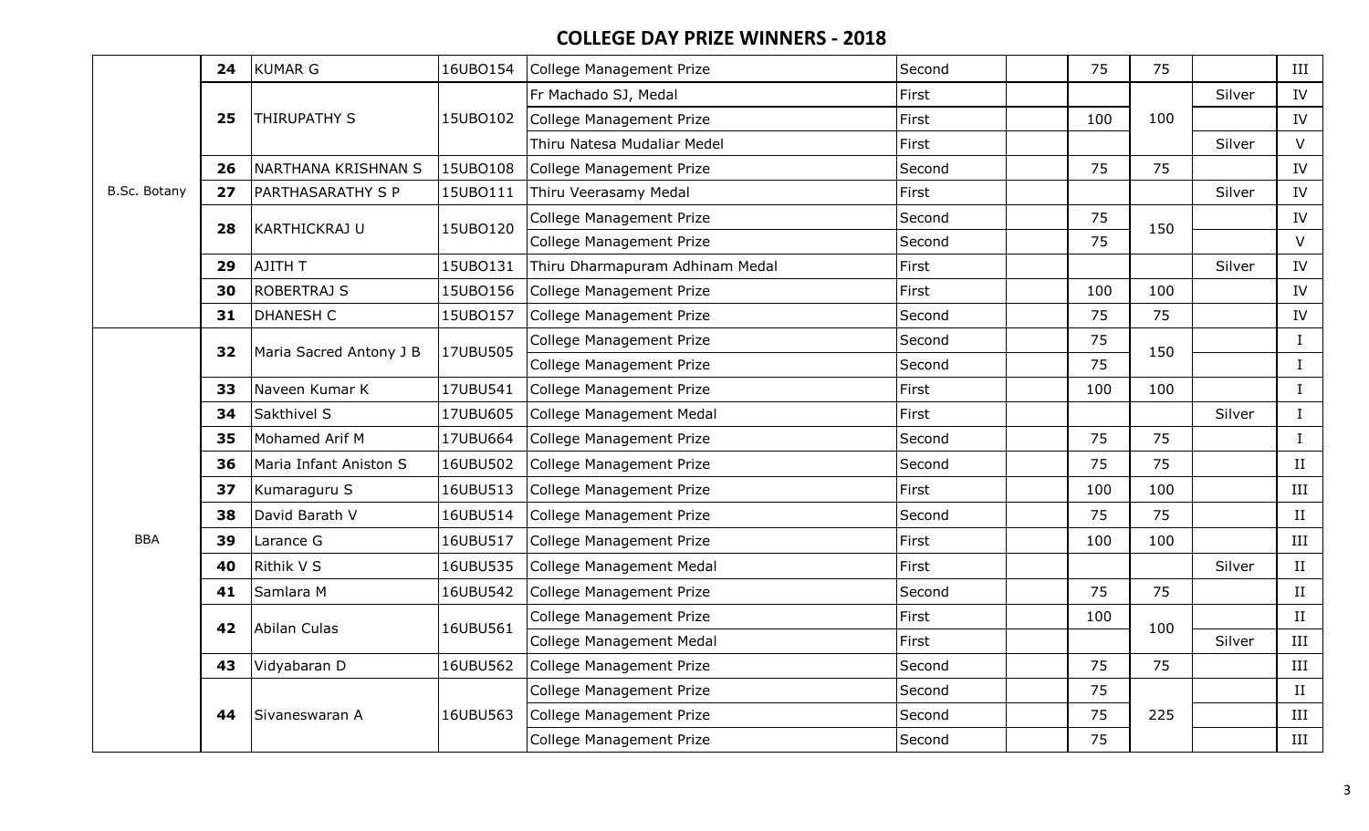## COLLEGE DAY PRIZE WINNERS - 2018

| | | | | | | | | | | |
|---|---|---|---|---|---|---|---|---|---|---|
| B.Sc. Botany | 24 | KUMAR G | 16UBO154 | College Management Prize | Second | | 75 | 75 | | III |
| | 25 | THIRUPATHY S | 15UBO102 | Fr Machado SJ, Medal | First | | | 100 | Silver | IV |
| | | | | College Management Prize | First | | 100 | | | IV |
| | | | | Thiru Natesa Mudaliar Medel | First | | | | Silver | V |
| | 26 | NARTHANA KRISHNAN S | 15UBO108 | College Management Prize | Second | | 75 | 75 | | IV |
| | 27 | PARTHASARATHY S P | 15UBO111 | Thiru Veerasamy Medal | First | | | | Silver | IV |
| | 28 | KARTHICKRAJ U | 15UBO120 | College Management Prize | Second | | 75 | 150 | | IV |
| | | | | College Management Prize | Second | | 75 | | | V |
| | 29 | AJITH T | 15UBO131 | Thiru Dharmapuram Adhinam Medal | First | | | | Silver | IV |
| | 30 | ROBERTRAJ S | 15UBO156 | College Management Prize | First | | 100 | 100 | | IV |
| | 31 | DHANESH C | 15UBO157 | College Management Prize | Second | | 75 | 75 | | IV |
| BBA | 32 | Maria Sacred Antony J B | 17UBU505 | College Management Prize | Second | | 75 | 150 | | I |
| | | | | College Management Prize | Second | | 75 | | | I |
| | 33 | Naveen Kumar K | 17UBU541 | College Management Prize | First | | 100 | 100 | | I |
| | 34 | Sakthivel S | 17UBU605 | College Management Medal | First | | | | Silver | I |
| | 35 | Mohamed Arif M | 17UBU664 | College Management Prize | Second | | 75 | 75 | | I |
| | 36 | Maria Infant Aniston S | 16UBU502 | College Management Prize | Second | | 75 | 75 | | II |
| | 37 | Kumaraguru S | 16UBU513 | College Management Prize | First | | 100 | 100 | | III |
| | 38 | David Barath V | 16UBU514 | College Management Prize | Second | | 75 | 75 | | II |
| | 39 | Larance G | 16UBU517 | College Management Prize | First | | 100 | 100 | | III |
| | 40 | Rithik V S | 16UBU535 | College Management Medal | First | | | | Silver | II |
| | 41 | Samlara M | 16UBU542 | College Management Prize | Second | | 75 | 75 | | II |
| | 42 | Abilan Culas | 16UBU561 | College Management Prize | First | | 100 | 100 | | II |
| | | | | College Management Medal | First | | | | Silver | III |
| | 43 | Vidyabaran D | 16UBU562 | College Management Prize | Second | | 75 | 75 | | III |
| | 44 | Sivaneswaran A | 16UBU563 | College Management Prize | Second | | 75 | 225 | | II |
| | | | | College Management Prize | Second | | 75 | | | III |
| | | | | College Management Prize | Second | | 75 | | | III |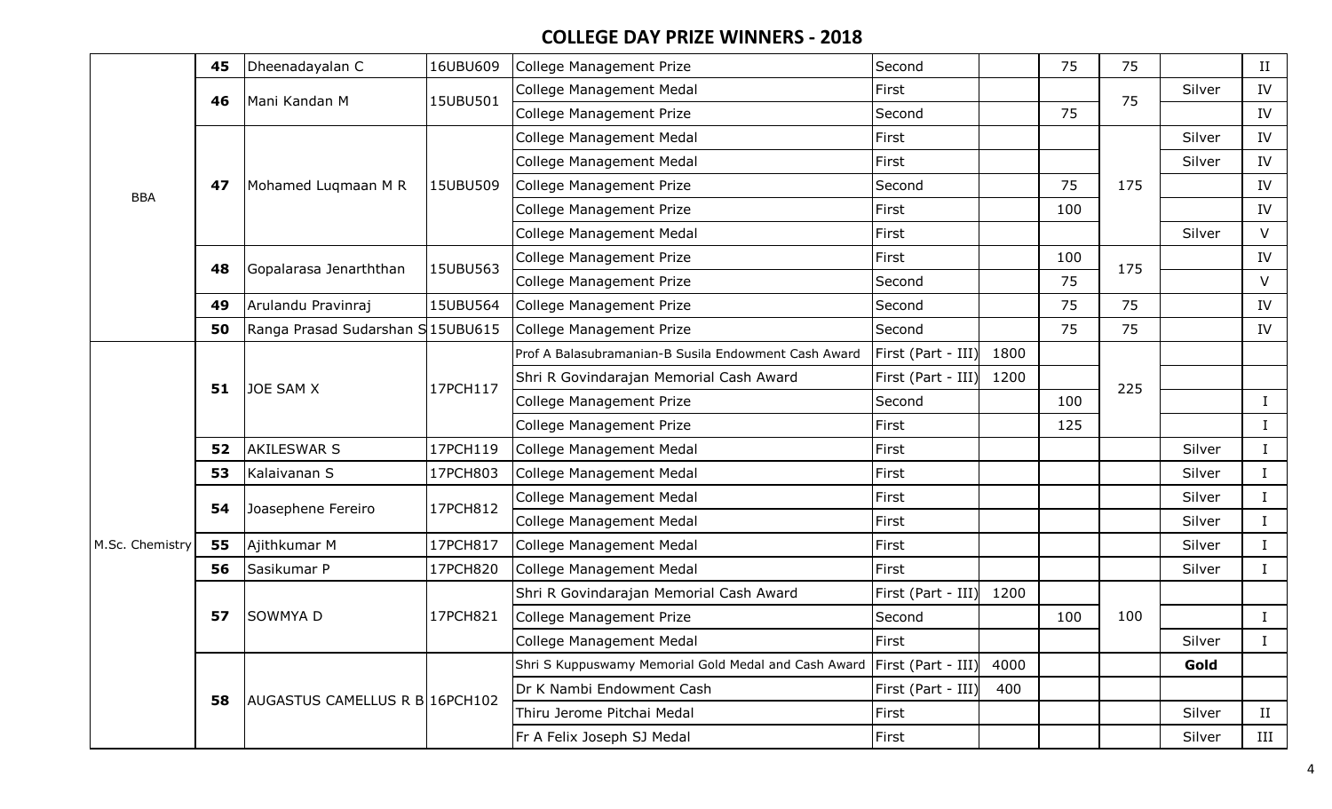## COLLEGE DAY PRIZE WINNERS - 2018

| | | | | | | | | | | |
|---|---|---|---|---|---|---|---|---|---|---|
| BBA | 45 | Dheenadayalan C | 16UBU609 | College Management Prize | Second | | 75 | 75 | | II |
| | 46 | Mani Kandan M | 15UBU501 | College Management Medal | First | | | 75 | Silver | IV |
| | | | | College Management Prize | Second | | 75 | | | IV |
| | 47 | Mohamed Luqmaan M R | 15UBU509 | College Management Medal | First | | | 175 | Silver | IV |
| | | | | College Management Medal | First | | | | Silver | IV |
| | | | | College Management Prize | Second | | 75 | | | IV |
| | | | | College Management Prize | First | | 100 | | | IV |
| | | | | College Management Medal | First | | | | Silver | V |
| | 48 | Gopalarasa Jenarththan | 15UBU563 | College Management Prize | First | | 100 | 175 | | IV |
| | | | | College Management Prize | Second | | 75 | | | V |
| | 49 | Arulandu Pravinraj | 15UBU564 | College Management Prize | Second | | 75 | 75 | | IV |
| | 50 | Ranga Prasad Sudarshan S | 15UBU615 | College Management Prize | Second | | 75 | 75 | | IV |
| M.Sc. Chemistry | 51 | JOE SAM X | 17PCH117 | Prof A Balasubramanian-B Susila Endowment Cash Award | First (Part - III) | 1800 | | 225 | | |
| | | | | Shri R Govindarajan Memorial Cash Award | First (Part - III) | 1200 | | | | |
| | | | | College Management Prize | Second | | 100 | | | I |
| | | | | College Management Prize | First | | 125 | | | I |
| | 52 | AKILESWAR S | 17PCH119 | College Management Medal | First | | | | Silver | I |
| | 53 | Kalaivanan S | 17PCH803 | College Management Medal | First | | | | Silver | I |
| | 54 | Joasephene Fereiro | 17PCH812 | College Management Medal | First | | | | Silver | I |
| | | | | College Management Medal | First | | | | Silver | I |
| | 55 | Ajithkumar M | 17PCH817 | College Management Medal | First | | | | Silver | I |
| | 56 | Sasikumar P | 17PCH820 | College Management Medal | First | | | | Silver | I |
| | 57 | SOWMYA D | 17PCH821 | Shri R Govindarajan Memorial Cash Award | First (Part - III) | 1200 | | 100 | | |
| | | | | College Management Prize | Second | | 100 | | | I |
| | | | | College Management Medal | First | | | | Silver | I |
| | 58 | AUGASTUS CAMELLUS R B | 16PCH102 | Shri S Kuppuswamy Memorial Gold Medal and Cash Award | First (Part - III) | 4000 | | | **Gold** | |
| | | | | Dr K Nambi Endowment Cash | First (Part - III) | 400 | | | | |
| | | | | Thiru Jerome Pitchai Medal | First | | | | Silver | II |
| | | | | Fr A Felix Joseph SJ Medal | First | | | | Silver | III |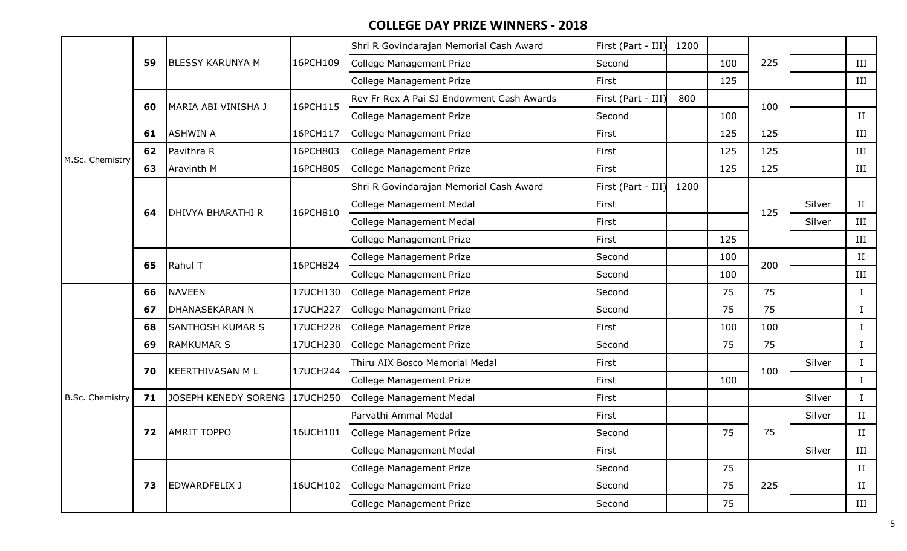## COLLEGE DAY PRIZE WINNERS - 2018

| | | | | | | | | | | |
|---|---|---|---|---|---|---|---|---|---|---|
| M.Sc. Chemistry | **59** | BLESSY KARUNYA M | 16PCH109 | Shri R Govindarajan Memorial Cash Award | First (Part - III) | 1200 | | 225 | | |
| | | | | College Management Prize | Second | | 100 | | | III |
| | | | | College Management Prize | First | | 125 | | | III |
| | **60** | MARIA ABI VINISHA J | 16PCH115 | Rev Fr Rex A Pai SJ Endowment Cash Awards | First (Part - III) | 800 | | 100 | | |
| | | | | College Management Prize | Second | | 100 | | | II |
| | **61** | ASHWIN A | 16PCH117 | College Management Prize | First | | 125 | 125 | | III |
| | **62** | Pavithra R | 16PCH803 | College Management Prize | First | | 125 | 125 | | III |
| | **63** | Aravinth M | 16PCH805 | College Management Prize | First | | 125 | 125 | | III |
| | **64** | DHIVYA BHARATHI R | 16PCH810 | Shri R Govindarajan Memorial Cash Award | First (Part - III) | 1200 | | 125 | | |
| | | | | College Management Medal | First | | | | Silver | II |
| | | | | College Management Medal | First | | | | Silver | III |
| | | | | College Management Prize | First | | 125 | | | III |
| | **65** | Rahul T | 16PCH824 | College Management Prize | Second | | 100 | 200 | | II |
| | | | | College Management Prize | Second | | 100 | | | III |
| B.Sc. Chemistry | **66** | NAVEEN | 17UCH130 | College Management Prize | Second | | 75 | 75 | | I |
| | **67** | DHANASEKARAN N | 17UCH227 | College Management Prize | Second | | 75 | 75 | | I |
| | **68** | SANTHOSH KUMAR S | 17UCH228 | College Management Prize | First | | 100 | 100 | | I |
| | **69** | RAMKUMAR S | 17UCH230 | College Management Prize | Second | | 75 | 75 | | I |
| | **70** | KEERTHIVASAN M L | 17UCH244 | Thiru AIX Bosco Memorial Medal | First | | | 100 | Silver | I |
| | | | | College Management Prize | First | | 100 | | | I |
| | **71** | JOSEPH KENEDY SORENG | 17UCH250 | College Management Medal | First | | | | Silver | I |
| | **72** | AMRIT TOPPO | 16UCH101 | Parvathi Ammal Medal | First | | | 75 | Silver | II |
| | | | | College Management Prize | Second | | 75 | | | II |
| | | | | College Management Medal | First | | | | Silver | III |
| | **73** | EDWARDFELIX J | 16UCH102 | College Management Prize | Second | | 75 | 225 | | II |
| | | | | College Management Prize | Second | | 75 | | | II |
| | | | | College Management Prize | Second | | 75 | | | III |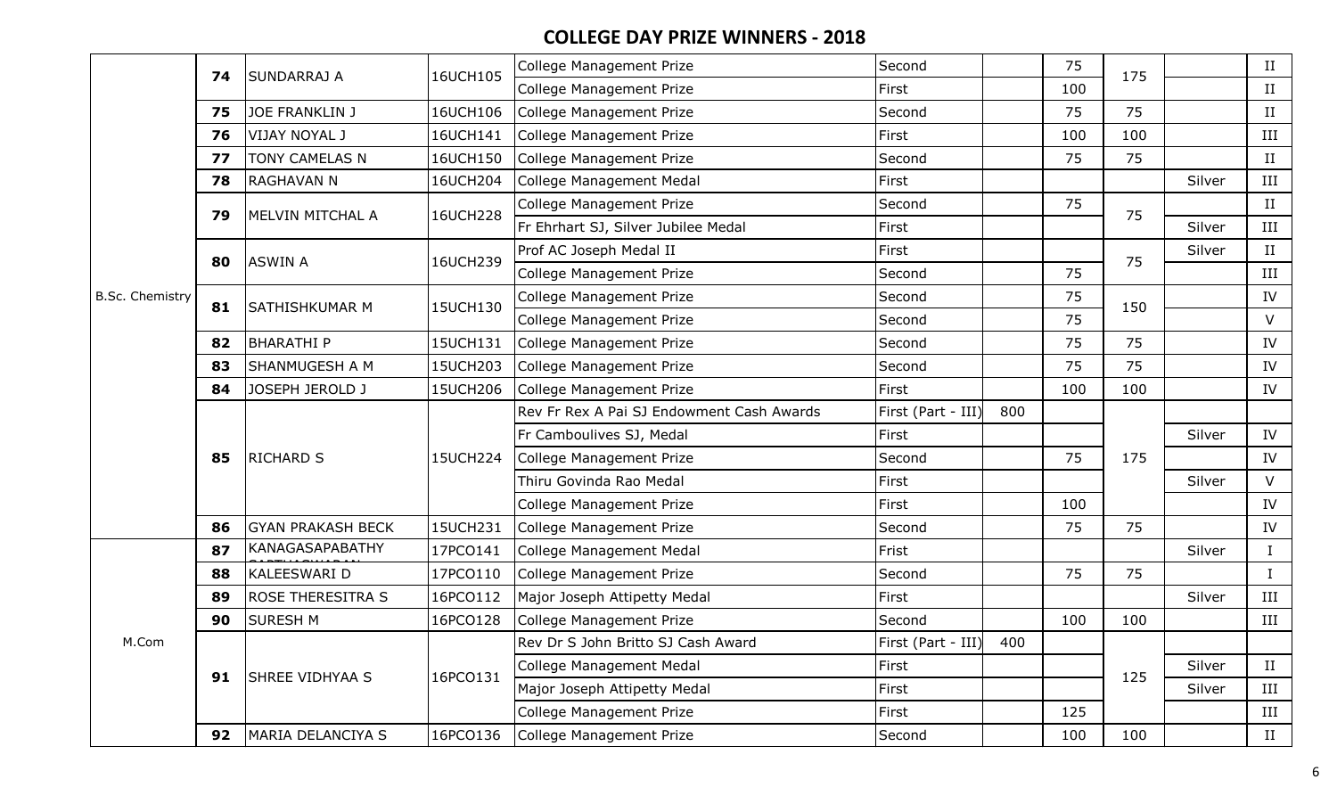## COLLEGE DAY PRIZE WINNERS - 2018

| | | | | | | | | | | |
|---|---|---|---|---|---|---|---|---|---|---|
| B.Sc. Chemistry | **74** | SUNDARRAJ A | 16UCH105 | College Management Prize | Second | | 75 | 175 | | II |
| | | | | College Management Prize | First | | 100 | | | II |
| | **75** | JOE FRANKLIN J | 16UCH106 | College Management Prize | Second | | 75 | 75 | | II |
| | **76** | VIJAY NOYAL J | 16UCH141 | College Management Prize | First | | 100 | 100 | | III |
| | **77** | TONY CAMELAS N | 16UCH150 | College Management Prize | Second | | 75 | 75 | | II |
| | **78** | RAGHAVAN N | 16UCH204 | College Management Medal | First | | | | Silver | III |
| | **79** | MELVIN MITCHAL A | 16UCH228 | College Management Prize | Second | | 75 | 75 | | II |
| | | | | Fr Ehrhart SJ, Silver Jubilee Medal | First | | | | Silver | III |
| | **80** | ASWIN A | 16UCH239 | Prof AC Joseph Medal II | First | | | 75 | Silver | II |
| | | | | College Management Prize | Second | | 75 | | | III |
| | **81** | SATHISHKUMAR M | 15UCH130 | College Management Prize | Second | | 75 | 150 | | IV |
| | | | | College Management Prize | Second | | 75 | | | V |
| | **82** | BHARATHI P | 15UCH131 | College Management Prize | Second | | 75 | 75 | | IV |
| | **83** | SHANMUGESH A M | 15UCH203 | College Management Prize | Second | | 75 | 75 | | IV |
| | **84** | JOSEPH JEROLD J | 15UCH206 | College Management Prize | First | | 100 | 100 | | IV |
| | **85** | RICHARD S | 15UCH224 | Rev Fr Rex A Pai SJ Endowment Cash Awards | First (Part - III) | 800 | | 175 | | |
| | | | | Fr Camboulives SJ, Medal | First | | | | Silver | IV |
| | | | | College Management Prize | Second | | 75 | | | IV |
| | | | | Thiru Govinda Rao Medal | First | | | | Silver | V |
| | | | | College Management Prize | First | | 100 | | | IV |
| | **86** | GYAN PRAKASH BECK | 15UCH231 | College Management Prize | Second | | 75 | 75 | | IV |
| M.Com | **87** | KANAGASAPABATHY | 17PCO141 | College Management Medal | Frist | | | | Silver | I |
| | **88** | KALEESWARI D | 17PCO110 | College Management Prize | Second | | 75 | 75 | | I |
| | **89** | ROSE THERESITRA S | 16PCO112 | Major Joseph Attipetty Medal | First | | | | Silver | III |
| | **90** | SURESH M | 16PCO128 | College Management Prize | Second | | 100 | 100 | | III |
| | **91** | SHREE VIDHYAA S | 16PCO131 | Rev Dr S John Britto SJ Cash Award | First (Part - III) | 400 | | 125 | | |
| | | | | College Management Medal | First | | | | Silver | II |
| | | | | Major Joseph Attipetty Medal | First | | | | Silver | III |
| | | | | College Management Prize | First | | 125 | | | III |
| | **92** | MARIA DELANCIYA S | 16PCO136 | College Management Prize | Second | | 100 | 100 | | II |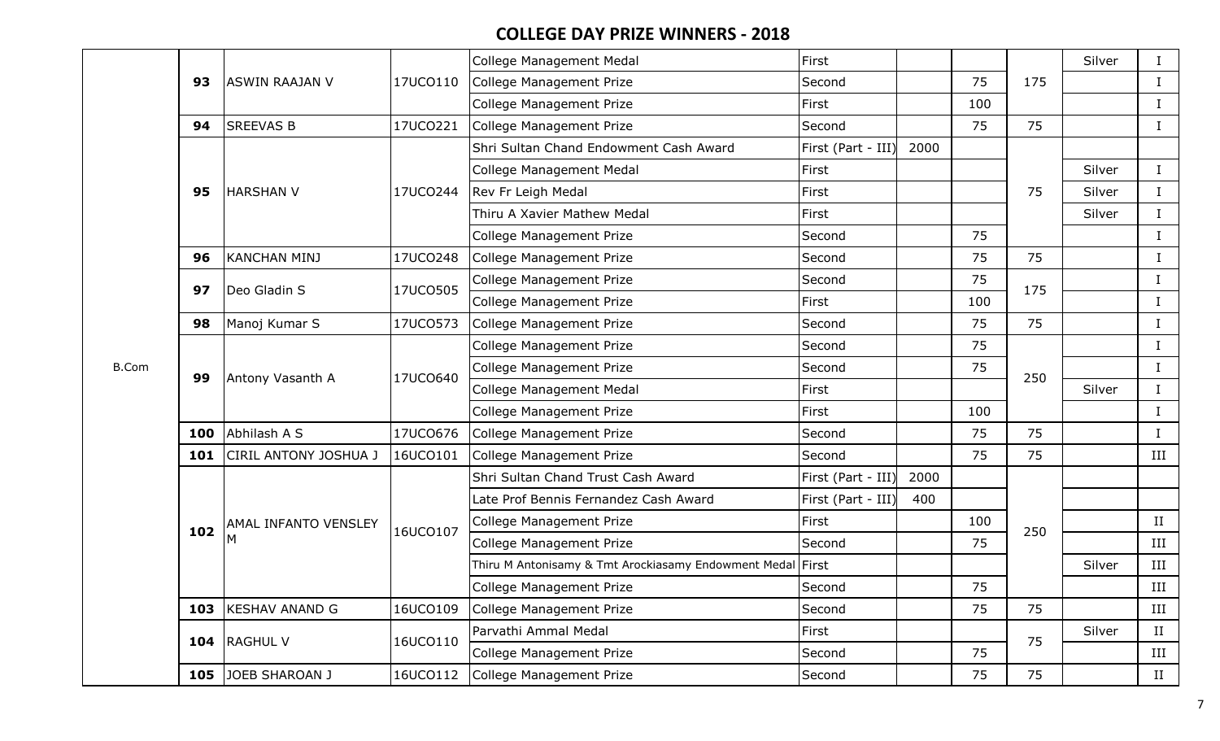## COLLEGE DAY PRIZE WINNERS - 2018

| | | | | | | | | | | |
|---|---|---|---|---|---|---|---|---|---|---|
| B.Com | 93 | ASWIN RAAJAN V | 17UCO110 | College Management Medal | First | | | 175 | Silver | I |
| | | | | College Management Prize | Second | | 75 | | | I |
| | | | | College Management Prize | First | | 100 | | | I |
| | 94 | SREEVAS B | 17UCO221 | College Management Prize | Second | | 75 | 75 | | I |
| | 95 | HARSHAN V | 17UCO244 | Shri Sultan Chand Endowment Cash Award | First (Part - III) | 2000 | | 75 | | |
| | | | | College Management Medal | First | | | | Silver | I |
| | | | | Rev Fr Leigh Medal | First | | | | Silver | I |
| | | | | Thiru A Xavier Mathew Medal | First | | | | Silver | I |
| | | | | College Management Prize | Second | | 75 | | | I |
| | 96 | KANCHAN MINJ | 17UCO248 | College Management Prize | Second | | 75 | 75 | | I |
| | 97 | Deo Gladin S | 17UCO505 | College Management Prize | Second | | 75 | 175 | | I |
| | | | | College Management Prize | First | | 100 | | | I |
| | 98 | Manoj Kumar S | 17UCO573 | College Management Prize | Second | | 75 | 75 | | I |
| | 99 | Antony Vasanth A | 17UCO640 | College Management Prize | Second | | 75 | 250 | | I |
| | | | | College Management Prize | Second | | 75 | | | I |
| | | | | College Management Medal | First | | | | Silver | I |
| | | | | College Management Prize | First | | 100 | | | I |
| | 100 | Abhilash A S | 17UCO676 | College Management Prize | Second | | 75 | 75 | | I |
| | 101 | CIRIL ANTONY JOSHUA J | 16UCO101 | College Management Prize | Second | | 75 | 75 | | III |
| | 102 | AMAL INFANTO VENSLEY M | 16UCO107 | Shri Sultan Chand Trust Cash Award | First (Part - III) | 2000 | | 250 | | |
| | | | | Late Prof Bennis Fernandez Cash Award | First (Part - III) | 400 | | | | |
| | | | | College Management Prize | First | | 100 | | | II |
| | | | | College Management Prize | Second | | 75 | | | III |
| | | | | Thiru M Antonisamy & Tmt Arockiasamy Endowment Medal | First | | | | Silver | III |
| | | | | College Management Prize | Second | | 75 | | | III |
| | 103 | KESHAV ANAND G | 16UCO109 | College Management Prize | Second | | 75 | 75 | | III |
| | 104 | RAGHUL V | 16UCO110 | Parvathi Ammal Medal | First | | | 75 | Silver | II |
| | | | | College Management Prize | Second | | 75 | | | III |
| | 105 | JOEB SHAROAN J | 16UCO112 | College Management Prize | Second | | 75 | 75 | | II |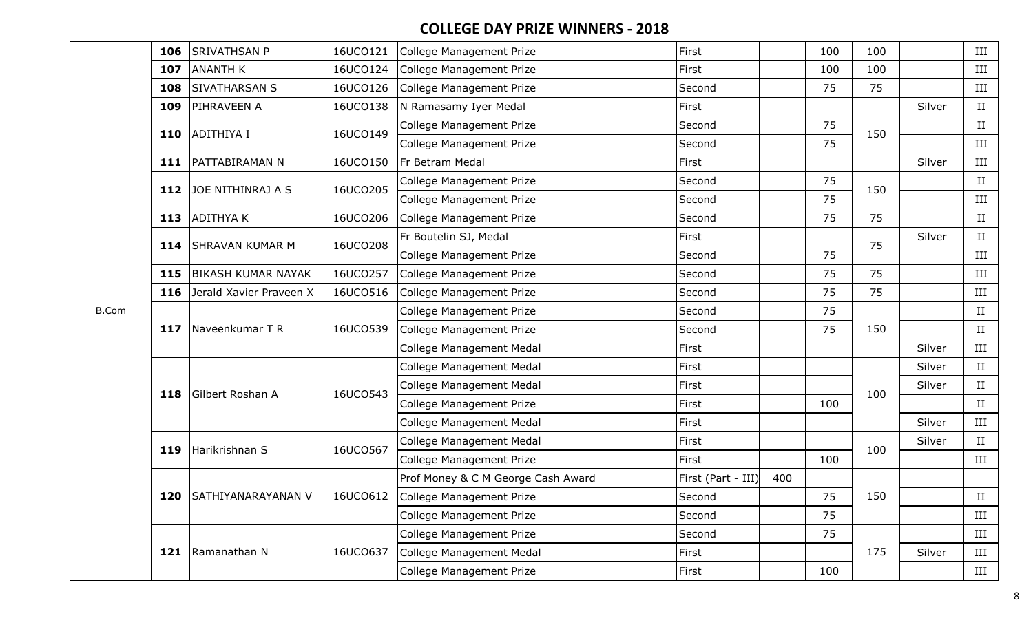## COLLEGE DAY PRIZE WINNERS - 2018

| | | | | | | | | | | |
|---|---|---|---|---|---|---|---|---|---|---|
| B.Com | 106 | SRIVATHSAN P | 16UCO121 | College Management Prize | First | | 100 | 100 | | III |
| | 107 | ANANTH K | 16UCO124 | College Management Prize | First | | 100 | 100 | | III |
| | 108 | SIVATHARSAN S | 16UCO126 | College Management Prize | Second | | 75 | 75 | | III |
| | 109 | PIHRAVEEN A | 16UCO138 | N Ramasamy Iyer Medal | First | | | | Silver | II |
| | 110 | ADITHIYA I | 16UCO149 | College Management Prize | Second | | 75 | 150 | | II |
| | | | | College Management Prize | Second | | 75 | | | III |
| | 111 | PATTABIRAMAN N | 16UCO150 | Fr Betram Medal | First | | | | Silver | III |
| | 112 | JOE NITHINRAJ A S | 16UCO205 | College Management Prize | Second | | 75 | 150 | | II |
| | | | | College Management Prize | Second | | 75 | | | III |
| | 113 | ADITHYA K | 16UCO206 | College Management Prize | Second | | 75 | 75 | | II |
| | 114 | SHRAVAN KUMAR M | 16UCO208 | Fr Boutelin SJ, Medal | First | | | 75 | Silver | II |
| | | | | College Management Prize | Second | | 75 | | | III |
| | 115 | BIKASH KUMAR NAYAK | 16UCO257 | College Management Prize | Second | | 75 | 75 | | III |
| | 116 | Jerald Xavier Praveen X | 16UCO516 | College Management Prize | Second | | 75 | 75 | | III |
| | 117 | Naveenkumar T R | 16UCO539 | College Management Prize | Second | | 75 | 150 | | II |
| | | | | College Management Prize | Second | | 75 | | | II |
| | | | | College Management Medal | First | | | | Silver | III |
| | 118 | Gilbert Roshan A | 16UCO543 | College Management Medal | First | | | 100 | Silver | II |
| | | | | College Management Medal | First | | | | Silver | II |
| | | | | College Management Prize | First | | 100 | | | II |
| | | | | College Management Medal | First | | | | Silver | III |
| | 119 | Harikrishnan S | 16UCO567 | College Management Medal | First | | | 100 | Silver | II |
| | | | | College Management Prize | First | | 100 | | | III |
| | 120 | SATHIYANARAYANAN V | 16UCO612 | Prof Money & C M George Cash Award | First (Part - III) | 400 | | 150 | | |
| | | | | College Management Prize | Second | | 75 | | | II |
| | | | | College Management Prize | Second | | 75 | | | III |
| | 121 | Ramanathan N | 16UCO637 | College Management Prize | Second | | 75 | 175 | | III |
| | | | | College Management Medal | First | | | | Silver | III |
| | | | | College Management Prize | First | | 100 | | | III |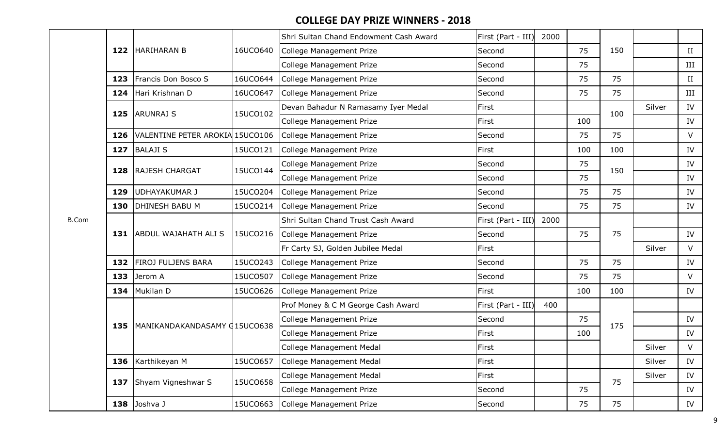## COLLEGE DAY PRIZE WINNERS - 2018

| | | | | | | | | | | |
|---|---|---|---|---|---|---|---|---|---|---|
| B.Com | 122 | HARIHARAN B | 16UCO640 | Shri Sultan Chand Endowment Cash Award | First (Part - III) | 2000 | | 150 | | |
| | | | | College Management Prize | Second | | 75 | | | II |
| | | | | College Management Prize | Second | | 75 | | | III |
| | 123 | Francis Don Bosco S | 16UCO644 | College Management Prize | Second | | 75 | 75 | | II |
| | 124 | Hari Krishnan D | 16UCO647 | College Management Prize | Second | | 75 | 75 | | III |
| | 125 | ARUNRAJ S | 15UCO102 | Devan Bahadur N Ramasamy Iyer Medal | First | | | 100 | Silver | IV |
| | | | | College Management Prize | First | | 100 | | | IV |
| | 126 | VALENTINE PETER AROKIA | 15UCO106 | College Management Prize | Second | | 75 | 75 | | V |
| | 127 | BALAJI S | 15UCO121 | College Management Prize | First | | 100 | 100 | | IV |
| | 128 | RAJESH CHARGAT | 15UCO144 | College Management Prize | Second | | 75 | 150 | | IV |
| | | | | College Management Prize | Second | | 75 | | | IV |
| | 129 | UDHAYAKUMAR J | 15UCO204 | College Management Prize | Second | | 75 | 75 | | IV |
| | 130 | DHINESH BABU M | 15UCO214 | College Management Prize | Second | | 75 | 75 | | IV |
| | 131 | ABDUL WAJAHATH ALI S | 15UCO216 | Shri Sultan Chand Trust Cash Award | First (Part - III) | 2000 | | 75 | | |
| | | | | College Management Prize | Second | | 75 | | | IV |
| | | | | Fr Carty SJ, Golden Jubilee Medal | First | | | | Silver | V |
| | 132 | FIROJ FULJENS BARA | 15UCO243 | College Management Prize | Second | | 75 | 75 | | IV |
| | 133 | Jerom A | 15UCO507 | College Management Prize | Second | | 75 | 75 | | V |
| | 134 | Mukilan D | 15UCO626 | College Management Prize | First | | 100 | 100 | | IV |
| | 135 | MANIKANDAKANDASAMY G | 15UCO638 | Prof Money & C M George Cash Award | First (Part - III) | 400 | | 175 | | |
| | | | | College Management Prize | Second | | 75 | | | IV |
| | | | | College Management Prize | First | | 100 | | | IV |
| | | | | College Management Medal | First | | | | Silver | V |
| | 136 | Karthikeyan M | 15UCO657 | College Management Medal | First | | | | Silver | IV |
| | 137 | Shyam Vigneshwar S | 15UCO658 | College Management Medal | First | | | 75 | Silver | IV |
| | | | | College Management Prize | Second | | 75 | | | IV |
| | 138 | Joshva J | 15UCO663 | College Management Prize | Second | | 75 | 75 | | IV |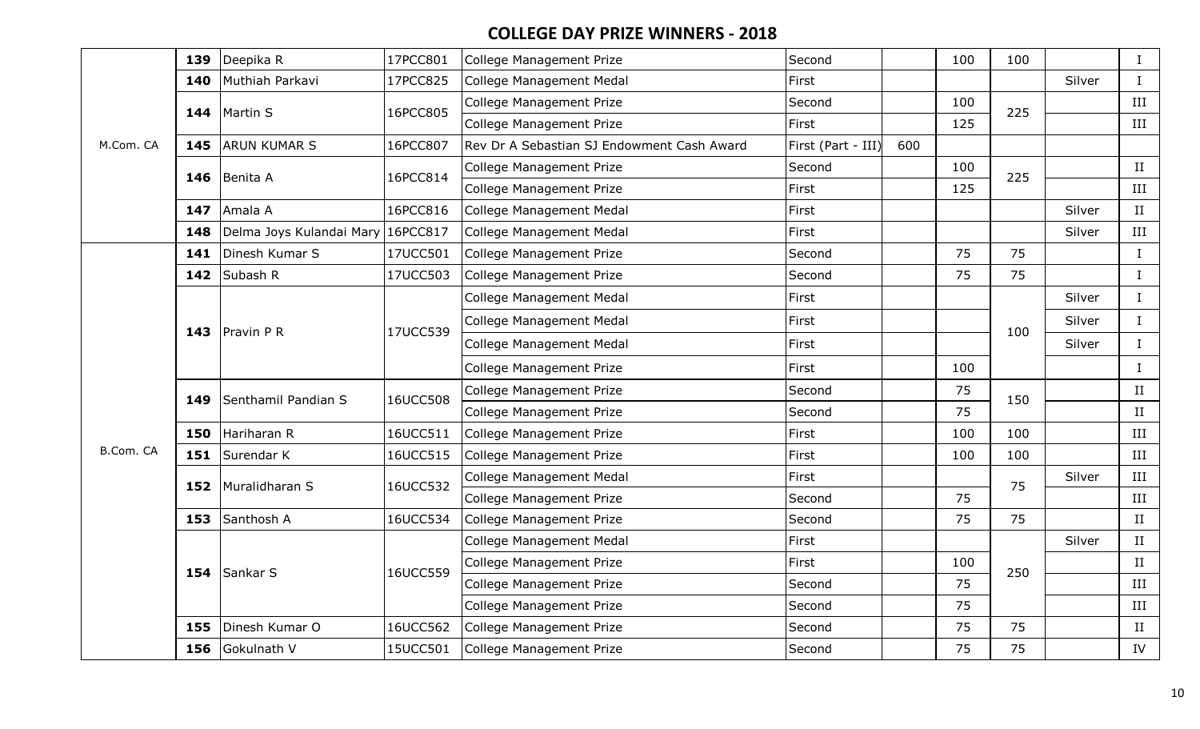## COLLEGE DAY PRIZE WINNERS - 2018

| | | | | | | | | | | |
|---|---|---|---|---|---|---|---|---|---|---|
| M.Com. CA | 139 | Deepika R | 17PCC801 | College Management Prize | Second | | 100 | 100 | | I |
| | 140 | Muthiah Parkavi | 17PCC825 | College Management Medal | First | | | | Silver | I |
| | 144 | Martin S | 16PCC805 | College Management Prize | Second | | 100 | 225 | | III |
| | | | | College Management Prize | First | | 125 | | | III |
| | 145 | ARUN KUMAR S | 16PCC807 | Rev Dr A Sebastian SJ Endowment Cash Award | First (Part - III) | 600 | | | | |
| | 146 | Benita A | 16PCC814 | College Management Prize | Second | | 100 | 225 | | II |
| | | | | College Management Prize | First | | 125 | | | III |
| | 147 | Amala A | 16PCC816 | College Management Medal | First | | | | Silver | II |
| | 148 | Delma Joys Kulandai Mary | 16PCC817 | College Management Medal | First | | | | Silver | III |
| B.Com. CA | 141 | Dinesh Kumar S | 17UCC501 | College Management Prize | Second | | 75 | 75 | | I |
| | 142 | Subash R | 17UCC503 | College Management Prize | Second | | 75 | 75 | | I |
| | 143 | Pravin P R | 17UCC539 | College Management Medal | First | | | 100 | Silver | I |
| | | | | College Management Medal | First | | | | Silver | I |
| | | | | College Management Medal | First | | | | Silver | I |
| | | | | College Management Prize | First | | 100 | | | I |
| | 149 | Senthamil Pandian S | 16UCC508 | College Management Prize | Second | | 75 | 150 | | II |
| | | | | College Management Prize | Second | | 75 | | | II |
| | 150 | Hariharan R | 16UCC511 | College Management Prize | First | | 100 | 100 | | III |
| | 151 | Surendar K | 16UCC515 | College Management Prize | First | | 100 | 100 | | III |
| | 152 | Muralidharan S | 16UCC532 | College Management Medal | First | | | 75 | Silver | III |
| | | | | College Management Prize | Second | | 75 | | | III |
| | 153 | Santhosh A | 16UCC534 | College Management Prize | Second | | 75 | 75 | | II |
| | 154 | Sankar S | 16UCC559 | College Management Medal | First | | | 250 | Silver | II |
| | | | | College Management Prize | First | | 100 | | | II |
| | | | | College Management Prize | Second | | 75 | | | III |
| | | | | College Management Prize | Second | | 75 | | | III |
| | 155 | Dinesh Kumar O | 16UCC562 | College Management Prize | Second | | 75 | 75 | | II |
| | 156 | Gokulnath V | 15UCC501 | College Management Prize | Second | | 75 | 75 | | IV |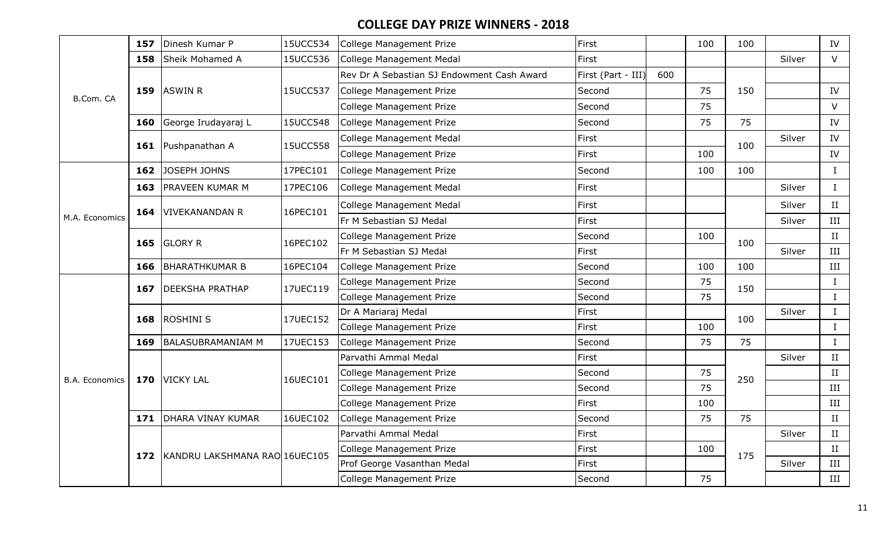# COLLEGE DAY PRIZE WINNERS - 2018

| | | | | | | | | | | |
|---|---|---|---|---|---|---|---|---|---|---|
| B.Com. CA | 157 | Dinesh Kumar P | 15UCC534 | College Management Prize | First | | 100 | 100 | | IV |
| | 158 | Sheik Mohamed A | 15UCC536 | College Management Medal | First | | | | Silver | V |
| | 159 | ASWIN R | 15UCC537 | Rev Dr A Sebastian SJ Endowment Cash Award | First (Part - III) | 600 | | 150 | | |
| | | | | College Management Prize | Second | | 75 | | | IV |
| | | | | College Management Prize | Second | | 75 | | | V |
| | 160 | George Irudayaraj L | 15UCC548 | College Management Prize | Second | | 75 | 75 | | IV |
| | 161 | Pushpanathan A | 15UCC558 | College Management Medal | First | | | 100 | Silver | IV |
| | | | | College Management Prize | First | | 100 | | | IV |
| M.A. Economics | 162 | JOSEPH JOHNS | 17PEC101 | College Management Prize | Second | | 100 | 100 | | I |
| | 163 | PRAVEEN KUMAR M | 17PEC106 | College Management Medal | First | | | | Silver | I |
| | 164 | VIVEKANANDAN R | 16PEC101 | College Management Medal | First | | | | Silver | II |
| | | | | Fr M Sebastian SJ Medal | First | | | | Silver | III |
| | 165 | GLORY R | 16PEC102 | College Management Prize | Second | | 100 | 100 | | II |
| | | | | Fr M Sebastian SJ Medal | First | | | | Silver | III |
| | 166 | BHARATHKUMAR B | 16PEC104 | College Management Prize | Second | | 100 | 100 | | III |
| B.A. Economics | 167 | DEEKSHA PRATHAP | 17UEC119 | College Management Prize | Second | | 75 | 150 | | I |
| | | | | College Management Prize | Second | | 75 | | | I |
| | 168 | ROSHINI S | 17UEC152 | Dr A Mariaraj Medal | First | | | 100 | Silver | I |
| | | | | College Management Prize | First | | 100 | | | I |
| | 169 | BALASUBRAMANIAM M | 17UEC153 | College Management Prize | Second | | 75 | 75 | | I |
| | 170 | VICKY LAL | 16UEC101 | Parvathi Ammal Medal | First | | | 250 | Silver | II |
| | | | | College Management Prize | Second | | 75 | | | II |
| | | | | College Management Prize | Second | | 75 | | | III |
| | | | | College Management Prize | First | | 100 | | | III |
| | 171 | DHARA VINAY KUMAR | 16UEC102 | College Management Prize | Second | | 75 | 75 | | II |
| | 172 | KANDRU LAKSHMANA RAO | 16UEC105 | Parvathi Ammal Medal | First | | | 175 | Silver | II |
| | | | | College Management Prize | First | | 100 | | | II |
| | | | | Prof George Vasanthan Medal | First | | | | Silver | III |
| | | | | College Management Prize | Second | | 75 | | | III |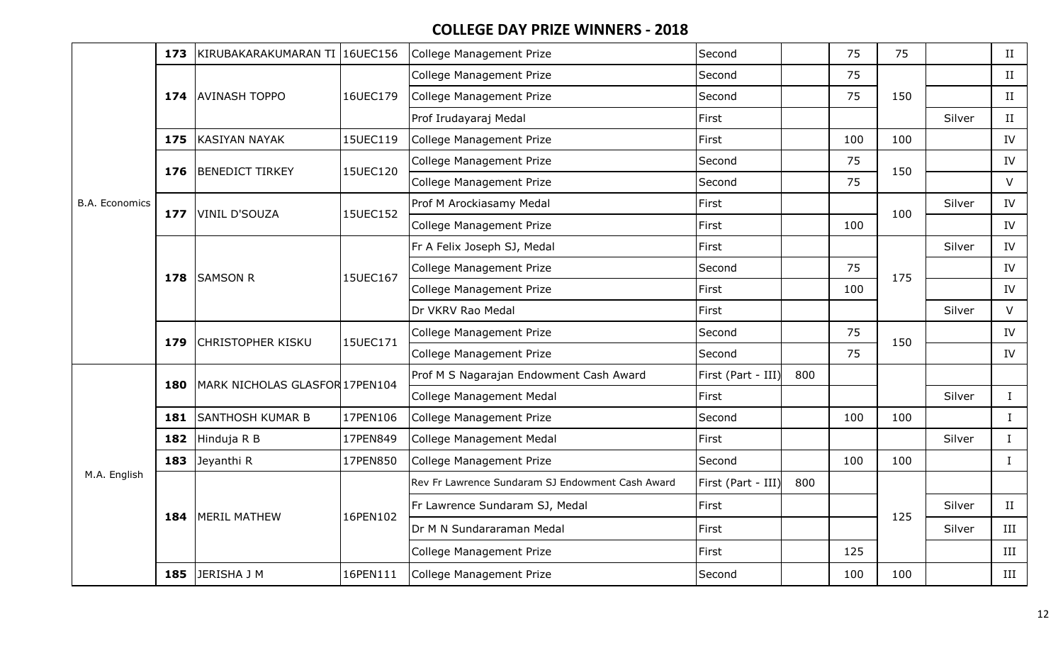## COLLEGE DAY PRIZE WINNERS - 2018

| | | | | | | | | | | |
|---|---|---|---|---|---|---|---|---|---|---|
| B.A. Economics | **173** | KIRUBAKARAKUMARAN TI | 16UEC156 | College Management Prize | Second | | 75 | 75 | | II |
| | **174** | AVINASH TOPPO | 16UEC179 | College Management Prize | Second | | 75 | 150 | | II |
| | | | | College Management Prize | Second | | 75 | | | II |
| | | | | Prof Irudayaraj Medal | First | | | | Silver | II |
| | **175** | KASIYAN NAYAK | 15UEC119 | College Management Prize | First | | 100 | 100 | | IV |
| | **176** | BENEDICT TIRKEY | 15UEC120 | College Management Prize | Second | | 75 | 150 | | IV |
| | | | | College Management Prize | Second | | 75 | | | V |
| | **177** | VINIL D'SOUZA | 15UEC152 | Prof M Arockiasamy Medal | First | | | 100 | Silver | IV |
| | | | | College Management Prize | First | | 100 | | | IV |
| | **178** | SAMSON R | 15UEC167 | Fr A Felix Joseph SJ, Medal | First | | | 175 | Silver | IV |
| | | | | College Management Prize | Second | | 75 | | | IV |
| | | | | College Management Prize | First | | 100 | | | IV |
| | | | | Dr VKRV Rao Medal | First | | | | Silver | V |
| | **179** | CHRISTOPHER KISKU | 15UEC171 | College Management Prize | Second | | 75 | 150 | | IV |
| | | | | College Management Prize | Second | | 75 | | | IV |
| M.A. English | **180** | MARK NICHOLAS GLASFOR | 17PEN104 | Prof M S Nagarajan Endowment Cash Award | First (Part - III) | 800 | | | | |
| | | | | College Management Medal | First | | | | Silver | I |
| | **181** | SANTHOSH KUMAR B | 17PEN106 | College Management Prize | Second | | 100 | 100 | | I |
| | **182** | Hinduja R B | 17PEN849 | College Management Medal | First | | | | Silver | I |
| | **183** | Jeyanthi R | 17PEN850 | College Management Prize | Second | | 100 | 100 | | I |
| | **184** | MERIL MATHEW | 16PEN102 | Rev Fr Lawrence Sundaram SJ Endowment Cash Award | First (Part - III) | 800 | | 125 | | |
| | | | | Fr Lawrence Sundaram SJ, Medal | First | | | | Silver | II |
| | | | | Dr M N Sundararaman Medal | First | | | | Silver | III |
| | | | | College Management Prize | First | | 125 | | | III |
| | **185** | JERISHA J M | 16PEN111 | College Management Prize | Second | | 100 | 100 | | III |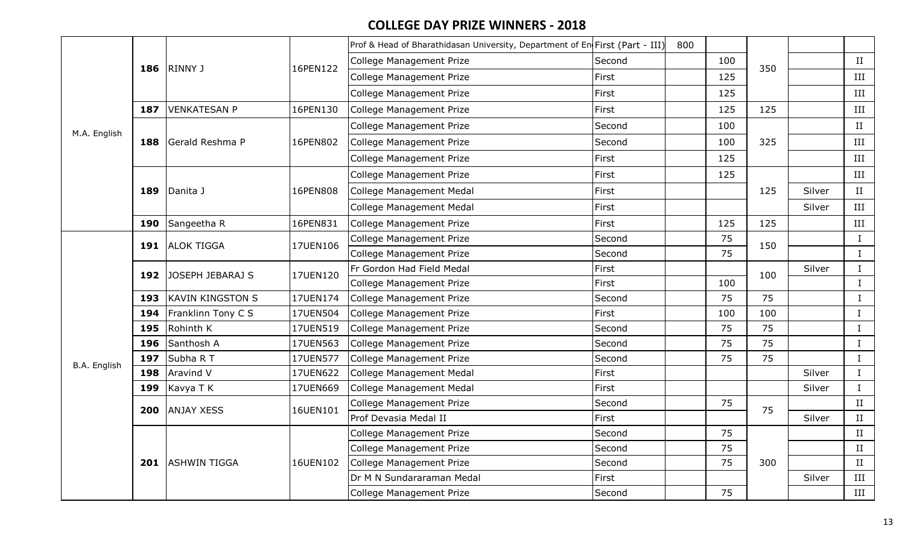## COLLEGE DAY PRIZE WINNERS - 2018

| | | | | | | | | | | |
|---|---|---|---|---|---|---|---|---|---|---|
| M.A. English | **186** | RINNY J | 16PEN122 | Prof & Head of Bharathidasan University, Department of En | First (Part - III) | 800 | | 350 | | |
| | | | | College Management Prize | Second | | 100 | | | II |
| | | | | College Management Prize | First | | 125 | | | III |
| | | | | College Management Prize | First | | 125 | | | III |
| | **187** | VENKATESAN P | 16PEN130 | College Management Prize | First | | 125 | 125 | | III |
| | **188** | Gerald Reshma P | 16PEN802 | College Management Prize | Second | | 100 | 325 | | II |
| | | | | College Management Prize | Second | | 100 | | | III |
| | | | | College Management Prize | First | | 125 | | | III |
| | **189** | Danita J | 16PEN808 | College Management Prize | First | | 125 | 125 | | III |
| | | | | College Management Medal | First | | | | Silver | II |
| | | | | College Management Medal | First | | | | Silver | III |
| | **190** | Sangeetha R | 16PEN831 | College Management Prize | First | | 125 | 125 | | III |
| B.A. English | **191** | ALOK TIGGA | 17UEN106 | College Management Prize | Second | | 75 | 150 | | I |
| | | | | College Management Prize | Second | | 75 | | | I |
| | **192** | JOSEPH JEBARAJ S | 17UEN120 | Fr Gordon Had Field Medal | First | | | 100 | Silver | I |
| | | | | College Management Prize | First | | 100 | | | I |
| | **193** | KAVIN KINGSTON S | 17UEN174 | College Management Prize | Second | | 75 | 75 | | I |
| | **194** | Franklinn Tony C S | 17UEN504 | College Management Prize | First | | 100 | 100 | | I |
| | **195** | Rohinth K | 17UEN519 | College Management Prize | Second | | 75 | 75 | | I |
| | **196** | Santhosh A | 17UEN563 | College Management Prize | Second | | 75 | 75 | | I |
| | **197** | Subha R T | 17UEN577 | College Management Prize | Second | | 75 | 75 | | I |
| | **198** | Aravind V | 17UEN622 | College Management Medal | First | | | | Silver | I |
| | **199** | Kavya T K | 17UEN669 | College Management Medal | First | | | | Silver | I |
| | **200** | ANJAY XESS | 16UEN101 | College Management Prize | Second | | 75 | 75 | | II |
| | | | | Prof Devasia Medal II | First | | | | Silver | II |
| | **201** | ASHWIN TIGGA | 16UEN102 | College Management Prize | Second | | 75 | 300 | | II |
| | | | | College Management Prize | Second | | 75 | | | II |
| | | | | College Management Prize | Second | | 75 | | | II |
| | | | | Dr M N Sundararaman Medal | First | | | | Silver | III |
| | | | | College Management Prize | Second | | 75 | | | III |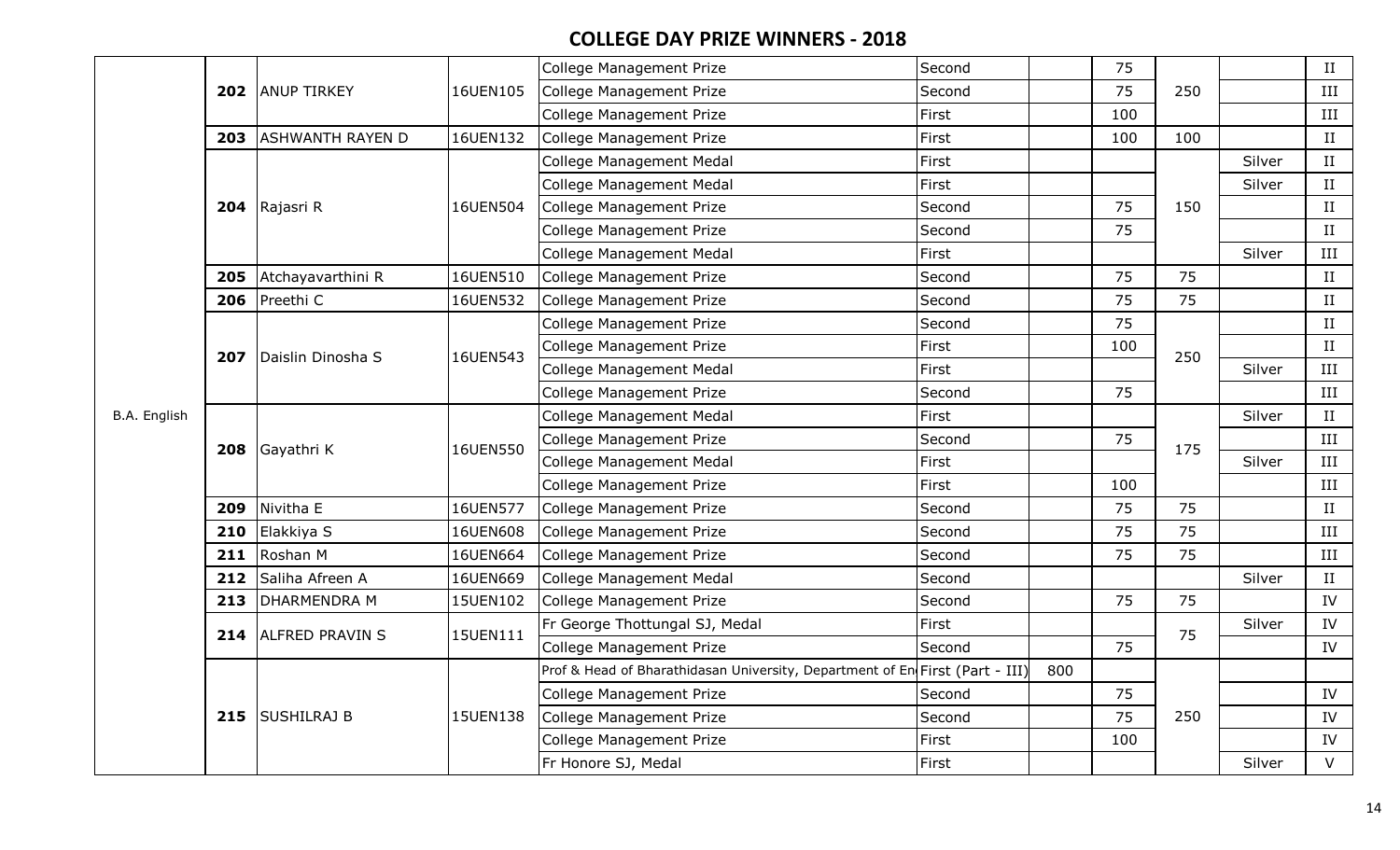## COLLEGE DAY PRIZE WINNERS - 2018

| Course | S.No | Name | Reg. No | Prize | Rank | Amount | Prize Amount | Total | Medal | Year |
|---|---|---|---|---|---|---|---|---|---|---|
| B.A. English | 202 | ANUP TIRKEY | 16UEN105 | College Management Prize | Second | | 75 | 250 | | II |
| | | | | College Management Prize | Second | | 75 | | | III |
| | | | | College Management Prize | First | | 100 | | | III |
| | 203 | ASHWANTH RAYEN D | 16UEN132 | College Management Prize | First | | 100 | 100 | | II |
| | 204 | Rajasri R | 16UEN504 | College Management Medal | First | | | 150 | Silver | II |
| | | | | College Management Medal | First | | | | Silver | II |
| | | | | College Management Prize | Second | | 75 | | | II |
| | | | | College Management Prize | Second | | 75 | | | II |
| | | | | College Management Medal | First | | | | Silver | III |
| | 205 | Atchayavarthini R | 16UEN510 | College Management Prize | Second | | 75 | 75 | | II |
| | 206 | Preethi C | 16UEN532 | College Management Prize | Second | | 75 | 75 | | II |
| | 207 | Daislin Dinosha S | 16UEN543 | College Management Prize | Second | | 75 | 250 | | II |
| | | | | College Management Prize | First | | 100 | | | II |
| | | | | College Management Medal | First | | | | Silver | III |
| | | | | College Management Prize | Second | | 75 | | | III |
| | 208 | Gayathri K | 16UEN550 | College Management Medal | First | | | 175 | Silver | II |
| | | | | College Management Prize | Second | | 75 | | | III |
| | | | | College Management Medal | First | | | | Silver | III |
| | | | | College Management Prize | First | | 100 | | | III |
| | 209 | Nivitha E | 16UEN577 | College Management Prize | Second | | 75 | 75 | | II |
| | 210 | Elakkiya S | 16UEN608 | College Management Prize | Second | | 75 | 75 | | III |
| | 211 | Roshan M | 16UEN664 | College Management Prize | Second | | 75 | 75 | | III |
| | 212 | Saliha Afreen A | 16UEN669 | College Management Medal | Second | | | | Silver | II |
| | 213 | DHARMENDRA M | 15UEN102 | College Management Prize | Second | | 75 | 75 | | IV |
| | 214 | ALFRED PRAVIN S | 15UEN111 | Fr George Thottungal SJ, Medal | First | | | 75 | Silver | IV |
| | | | | College Management Prize | Second | | 75 | | | IV |
| | 215 | SUSHILRAJ B | 15UEN138 | Prof & Head of Bharathidasan University, Department of En | First (Part - III) | 800 | | 250 | | |
| | | | | College Management Prize | Second | | 75 | | | IV |
| | | | | College Management Prize | Second | | 75 | | | IV |
| | | | | College Management Prize | First | | 100 | | | IV |
| | | | | Fr Honore SJ, Medal | First | | | | Silver | V |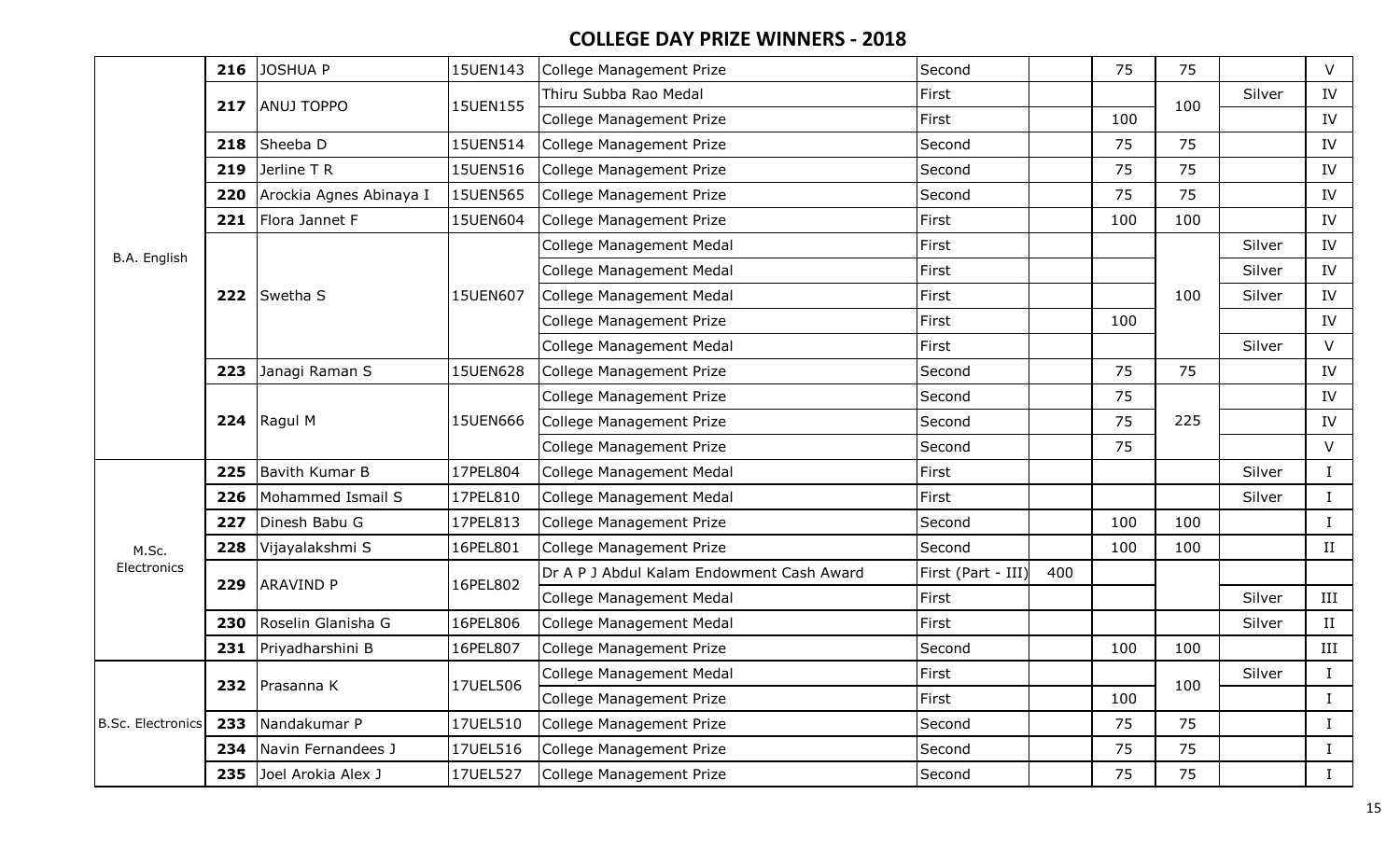## COLLEGE DAY PRIZE WINNERS - 2018

| Programme | S.No | Name | Reg. No | Prize | Position | Cash Award | Prize Amount | Total | Medal | Year |
|---|---|---|---|---|---|---|---|---|---|---|
| B.A. English | 216 | JOSHUA P | 15UEN143 | College Management Prize | Second | | 75 | 75 | | V |
| | 217 | ANUJ TOPPO | 15UEN155 | Thiru Subba Rao Medal | First | | | 100 | Silver | IV |
| | | | | College Management Prize | First | | 100 | | | IV |
| | 218 | Sheeba D | 15UEN514 | College Management Prize | Second | | 75 | 75 | | IV |
| | 219 | Jerline T R | 15UEN516 | College Management Prize | Second | | 75 | 75 | | IV |
| | 220 | Arockia Agnes Abinaya I | 15UEN565 | College Management Prize | Second | | 75 | 75 | | IV |
| | 221 | Flora Jannet F | 15UEN604 | College Management Prize | First | | 100 | 100 | | IV |
| | 222 | Swetha S | 15UEN607 | College Management Medal | First | | | 100 | Silver | IV |
| | | | | College Management Medal | First | | | | Silver | IV |
| | | | | College Management Medal | First | | | | Silver | IV |
| | | | | College Management Prize | First | | 100 | | | IV |
| | | | | College Management Medal | First | | | | Silver | V |
| | 223 | Janagi Raman S | 15UEN628 | College Management Prize | Second | | 75 | 75 | | IV |
| | 224 | Ragul M | 15UEN666 | College Management Prize | Second | | 75 | 225 | | IV |
| | | | | College Management Prize | Second | | 75 | | | IV |
| | | | | College Management Prize | Second | | 75 | | | V |
| M.Sc. Electronics | 225 | Bavith Kumar B | 17PEL804 | College Management Medal | First | | | | Silver | I |
| | 226 | Mohammed Ismail S | 17PEL810 | College Management Medal | First | | | | Silver | I |
| | 227 | Dinesh Babu G | 17PEL813 | College Management Prize | Second | | 100 | 100 | | I |
| | 228 | Vijayalakshmi S | 16PEL801 | College Management Prize | Second | | 100 | 100 | | II |
| | 229 | ARAVIND P | 16PEL802 | Dr A P J Abdul Kalam Endowment Cash Award | First (Part - III) | 400 | | | | |
| | | | | College Management Medal | First | | | | Silver | III |
| | 230 | Roselin Glanisha G | 16PEL806 | College Management Medal | First | | | | Silver | II |
| | 231 | Priyadharshini B | 16PEL807 | College Management Prize | Second | | 100 | 100 | | III |
| B.Sc. Electronics | 232 | Prasanna K | 17UEL506 | College Management Medal | First | | | 100 | Silver | I |
| | | | | College Management Prize | First | | 100 | | | I |
| | 233 | Nandakumar P | 17UEL510 | College Management Prize | Second | | 75 | 75 | | I |
| | 234 | Navin Fernandees J | 17UEL516 | College Management Prize | Second | | 75 | 75 | | I |
| | 235 | Joel Arokia Alex J | 17UEL527 | College Management Prize | Second | | 75 | 75 | | I |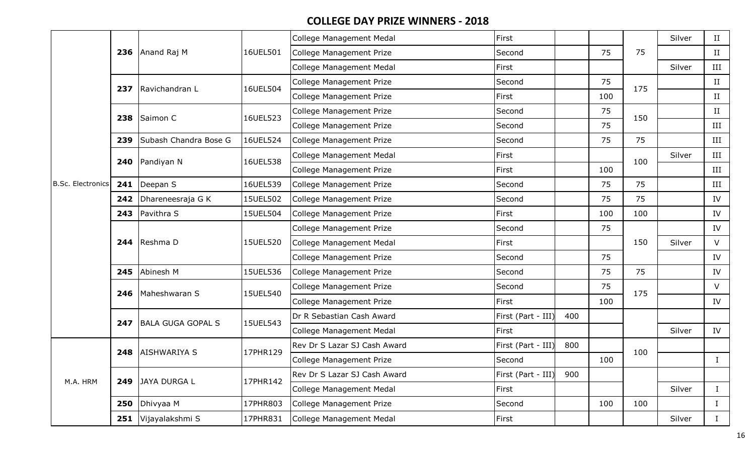## COLLEGE DAY PRIZE WINNERS - 2018

| | | | | | | | | | | |
|---|---|---|---|---|---|---|---|---|---|---|
| B.Sc. Electronics | **236** | Anand Raj M | 16UEL501 | College Management Medal | First | | | 75 | Silver | II |
| | | | | College Management Prize | Second | | 75 | | | II |
| | | | | College Management Medal | First | | | | Silver | III |
| | **237** | Ravichandran L | 16UEL504 | College Management Prize | Second | | 75 | 175 | | II |
| | | | | College Management Prize | First | | 100 | | | II |
| | **238** | Saimon C | 16UEL523 | College Management Prize | Second | | 75 | 150 | | II |
| | | | | College Management Prize | Second | | 75 | | | III |
| | **239** | Subash Chandra Bose G | 16UEL524 | College Management Prize | Second | | 75 | 75 | | III |
| | **240** | Pandiyan N | 16UEL538 | College Management Medal | First | | | 100 | Silver | III |
| | | | | College Management Prize | First | | 100 | | | III |
| | **241** | Deepan S | 16UEL539 | College Management Prize | Second | | 75 | 75 | | III |
| | **242** | Dhareneesraja G K | 15UEL502 | College Management Prize | Second | | 75 | 75 | | IV |
| | **243** | Pavithra S | 15UEL504 | College Management Prize | First | | 100 | 100 | | IV |
| | **244** | Reshma D | 15UEL520 | College Management Prize | Second | | 75 | 150 | | IV |
| | | | | College Management Medal | First | | | | Silver | V |
| | | | | College Management Prize | Second | | 75 | | | IV |
| | **245** | Abinesh M | 15UEL536 | College Management Prize | Second | | 75 | 75 | | IV |
| | **246** | Maheshwaran S | 15UEL540 | College Management Prize | Second | | 75 | 175 | | V |
| | | | | College Management Prize | First | | 100 | | | IV |
| | **247** | BALA GUGA GOPAL S | 15UEL543 | Dr R Sebastian Cash Award | First (Part - III) | 400 | | | | |
| | | | | College Management Medal | First | | | | Silver | IV |
| M.A. HRM | **248** | AISHWARIYA S | 17PHR129 | Rev Dr S Lazar SJ Cash Award | First (Part - III) | 800 | | 100 | | |
| | | | | College Management Prize | Second | | 100 | | | I |
| | **249** | JAYA DURGA L | 17PHR142 | Rev Dr S Lazar SJ Cash Award | First (Part - III) | 900 | | | | |
| | | | | College Management Medal | First | | | | Silver | I |
| | **250** | Dhivyaa M | 17PHR803 | College Management Prize | Second | | 100 | 100 | | I |
| | **251** | Vijayalakshmi S | 17PHR831 | College Management Medal | First | | | | Silver | I |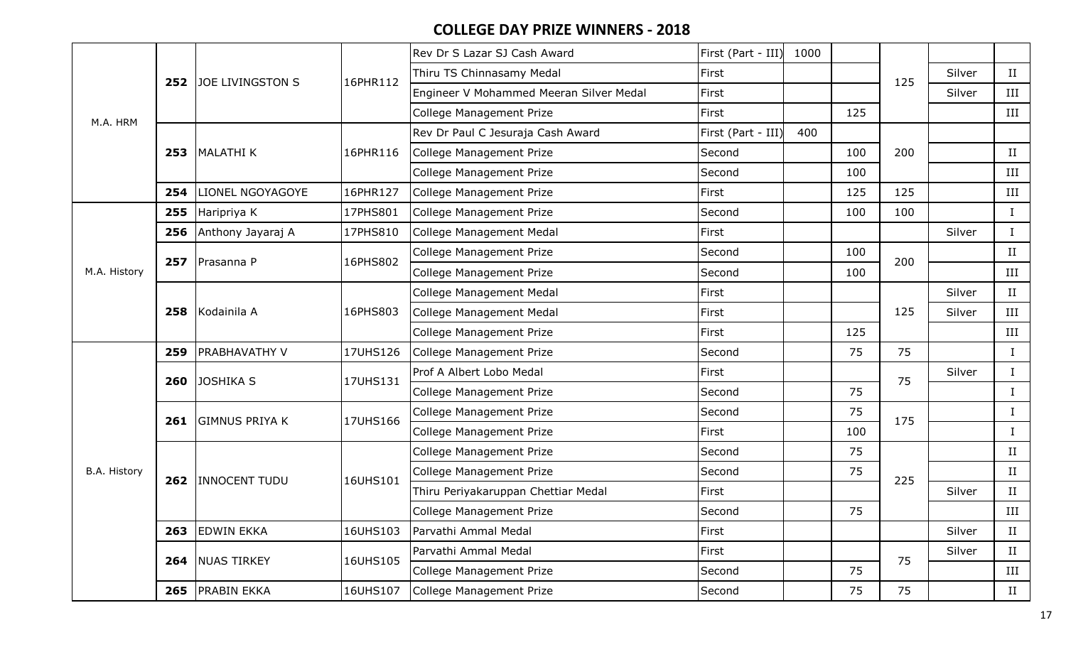## COLLEGE DAY PRIZE WINNERS - 2018

| | | | | | | | | | | |
|---|---|---|---|---|---|---|---|---|---|---|
| M.A. HRM | **252** | JOE LIVINGSTON S | 16PHR112 | Rev Dr S Lazar SJ Cash Award | First (Part - III) | 1000 | | 125 | | |
| | | | | Thiru TS Chinnasamy Medal | First | | | | Silver | II |
| | | | | Engineer V Mohammed Meeran Silver Medal | First | | | | Silver | III |
| | | | | College Management Prize | First | | 125 | | | III |
| | **253** | MALATHI K | 16PHR116 | Rev Dr Paul C Jesuraja Cash Award | First (Part - III) | 400 | | 200 | | |
| | | | | College Management Prize | Second | | 100 | | | II |
| | | | | College Management Prize | Second | | 100 | | | III |
| | **254** | LIONEL NGOYAGOYE | 16PHR127 | College Management Prize | First | | 125 | 125 | | III |
| M.A. History | **255** | Haripriya K | 17PHS801 | College Management Prize | Second | | 100 | 100 | | I |
| | **256** | Anthony Jayaraj A | 17PHS810 | College Management Medal | First | | | | Silver | I |
| | **257** | Prasanna P | 16PHS802 | College Management Prize | Second | | 100 | 200 | | II |
| | | | | College Management Prize | Second | | 100 | | | III |
| | **258** | Kodainila A | 16PHS803 | College Management Medal | First | | | 125 | Silver | II |
| | | | | College Management Medal | First | | | | Silver | III |
| | | | | College Management Prize | First | | 125 | | | III |
| B.A. History | **259** | PRABHAVATHY V | 17UHS126 | College Management Prize | Second | | 75 | 75 | | I |
| | **260** | JOSHIKA S | 17UHS131 | Prof A Albert Lobo Medal | First | | | 75 | Silver | I |
| | | | | College Management Prize | Second | | 75 | | | I |
| | **261** | GIMNUS PRIYA K | 17UHS166 | College Management Prize | Second | | 75 | 175 | | I |
| | | | | College Management Prize | First | | 100 | | | I |
| | **262** | INNOCENT TUDU | 16UHS101 | College Management Prize | Second | | 75 | 225 | | II |
| | | | | College Management Prize | Second | | 75 | | | II |
| | | | | Thiru Periyakaruppan Chettiar Medal | First | | | | Silver | II |
| | | | | College Management Prize | Second | | 75 | | | III |
| | **263** | EDWIN EKKA | 16UHS103 | Parvathi Ammal Medal | First | | | | Silver | II |
| | **264** | NUAS TIRKEY | 16UHS105 | Parvathi Ammal Medal | First | | | 75 | Silver | II |
| | | | | College Management Prize | Second | | 75 | | | III |
| | **265** | PRABIN EKKA | 16UHS107 | College Management Prize | Second | | 75 | 75 | | II |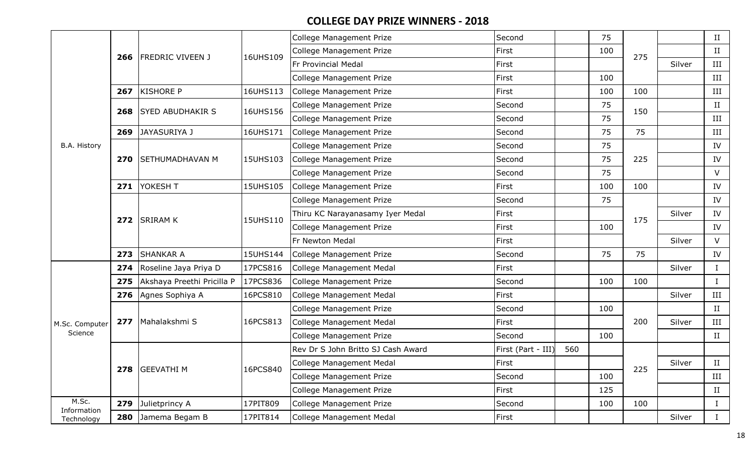## COLLEGE DAY PRIZE WINNERS - 2018

| | | | | | | | | | | |
|---|---|---|---|---|---|---|---|---|---|---|
| B.A. History | 266 | FREDRIC VIVEEN J | 16UHS109 | College Management Prize | Second | | 75 | 275 | | II |
| | | | | College Management Prize | First | | 100 | | | II |
| | | | | Fr Provincial Medal | First | | | | Silver | III |
| | | | | College Management Prize | First | | 100 | | | III |
| | 267 | KISHORE P | 16UHS113 | College Management Prize | First | | 100 | 100 | | III |
| | 268 | SYED ABUDHAKIR S | 16UHS156 | College Management Prize | Second | | 75 | 150 | | II |
| | | | | College Management Prize | Second | | 75 | | | III |
| | 269 | JAYASURIYA J | 16UHS171 | College Management Prize | Second | | 75 | 75 | | III |
| | 270 | SETHUMADHAVAN M | 15UHS103 | College Management Prize | Second | | 75 | 225 | | IV |
| | | | | College Management Prize | Second | | 75 | | | IV |
| | | | | College Management Prize | Second | | 75 | | | V |
| | 271 | YOKESH T | 15UHS105 | College Management Prize | First | | 100 | 100 | | IV |
| | 272 | SRIRAM K | 15UHS110 | College Management Prize | Second | | 75 | 175 | | IV |
| | | | | Thiru KC Narayanasamy Iyer Medal | First | | | | Silver | IV |
| | | | | College Management Prize | First | | 100 | | | IV |
| | | | | Fr Newton Medal | First | | | | Silver | V |
| | 273 | SHANKAR A | 15UHS144 | College Management Prize | Second | | 75 | 75 | | IV |
| M.Sc. Computer Science | 274 | Roseline Jaya Priya D | 17PCS816 | College Management Medal | First | | | | Silver | I |
| | 275 | Akshaya Preethi Pricilla P | 17PCS836 | College Management Prize | Second | | 100 | 100 | | I |
| | 276 | Agnes Sophiya A | 16PCS810 | College Management Medal | First | | | | Silver | III |
| | 277 | Mahalakshmi S | 16PCS813 | College Management Prize | Second | | 100 | 200 | | II |
| | | | | College Management Medal | First | | | | Silver | III |
| | | | | College Management Prize | Second | | 100 | | | II |
| | 278 | GEEVATHI M | 16PCS840 | Rev Dr S John Britto SJ Cash Award | First (Part - III) | 560 | | 225 | | |
| | | | | College Management Medal | First | | | | Silver | II |
| | | | | College Management Prize | Second | | 100 | | | III |
| | | | | College Management Prize | First | | 125 | | | II |
| M.Sc. Information Technology | 279 | Julietprincy A | 17PIT809 | College Management Prize | Second | | 100 | 100 | | I |
| | 280 | Jamema Begam B | 17PIT814 | College Management Medal | First | | | | Silver | I |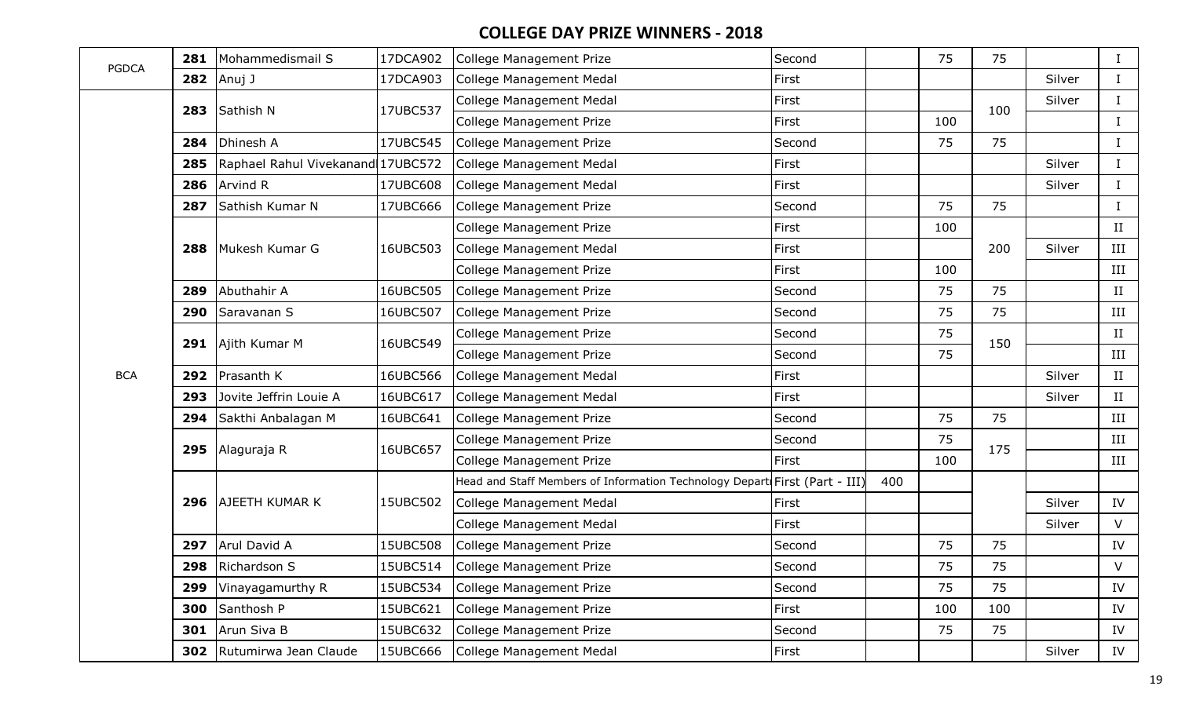## COLLEGE DAY PRIZE WINNERS - 2018

| | | | | | | | | | | |
|---|---|---|---|---|---|---|---|---|---|---|
| PGDCA | 281 | Mohammedismail S | 17DCA902 | College Management Prize | Second | | 75 | 75 | | I |
| | 282 | Anuj J | 17DCA903 | College Management Medal | First | | | | Silver | I |
| BCA | 283 | Sathish N | 17UBC537 | College Management Medal | First | | | 100 | Silver | I |
| | | | | College Management Prize | First | | 100 | | | I |
| | 284 | Dhinesh A | 17UBC545 | College Management Prize | Second | | 75 | 75 | | I |
| | 285 | Raphael Rahul Vivekanand | 17UBC572 | College Management Medal | First | | | | Silver | I |
| | 286 | Arvind R | 17UBC608 | College Management Medal | First | | | | Silver | I |
| | 287 | Sathish Kumar N | 17UBC666 | College Management Prize | Second | | 75 | 75 | | I |
| | 288 | Mukesh Kumar G | 16UBC503 | College Management Prize | First | | 100 | 200 | | II |
| | | | | College Management Medal | First | | | | Silver | III |
| | | | | College Management Prize | First | | 100 | | | III |
| | 289 | Abuthahir A | 16UBC505 | College Management Prize | Second | | 75 | 75 | | II |
| | 290 | Saravanan S | 16UBC507 | College Management Prize | Second | | 75 | 75 | | III |
| | 291 | Ajith Kumar M | 16UBC549 | College Management Prize | Second | | 75 | 150 | | II |
| | | | | College Management Prize | Second | | 75 | | | III |
| | 292 | Prasanth K | 16UBC566 | College Management Medal | First | | | | Silver | II |
| | 293 | Jovite Jeffrin Louie A | 16UBC617 | College Management Medal | First | | | | Silver | II |
| | 294 | Sakthi Anbalagan M | 16UBC641 | College Management Prize | Second | | 75 | 75 | | III |
| | 295 | Alaguraja R | 16UBC657 | College Management Prize | Second | | 75 | 175 | | III |
| | | | | College Management Prize | First | | 100 | | | III |
| | 296 | AJEETH KUMAR K | 15UBC502 | Head and Staff Members of Information Technology Depart | First (Part - III) | 400 | | | | |
| | | | | College Management Medal | First | | | | Silver | IV |
| | | | | College Management Medal | First | | | | Silver | V |
| | 297 | Arul David A | 15UBC508 | College Management Prize | Second | | 75 | 75 | | IV |
| | 298 | Richardson S | 15UBC514 | College Management Prize | Second | | 75 | 75 | | V |
| | 299 | Vinayagamurthy R | 15UBC534 | College Management Prize | Second | | 75 | 75 | | IV |
| | 300 | Santhosh P | 15UBC621 | College Management Prize | First | | 100 | 100 | | IV |
| | 301 | Arun Siva B | 15UBC632 | College Management Prize | Second | | 75 | 75 | | IV |
| | 302 | Rutumirwa Jean Claude | 15UBC666 | College Management Medal | First | | | | Silver | IV |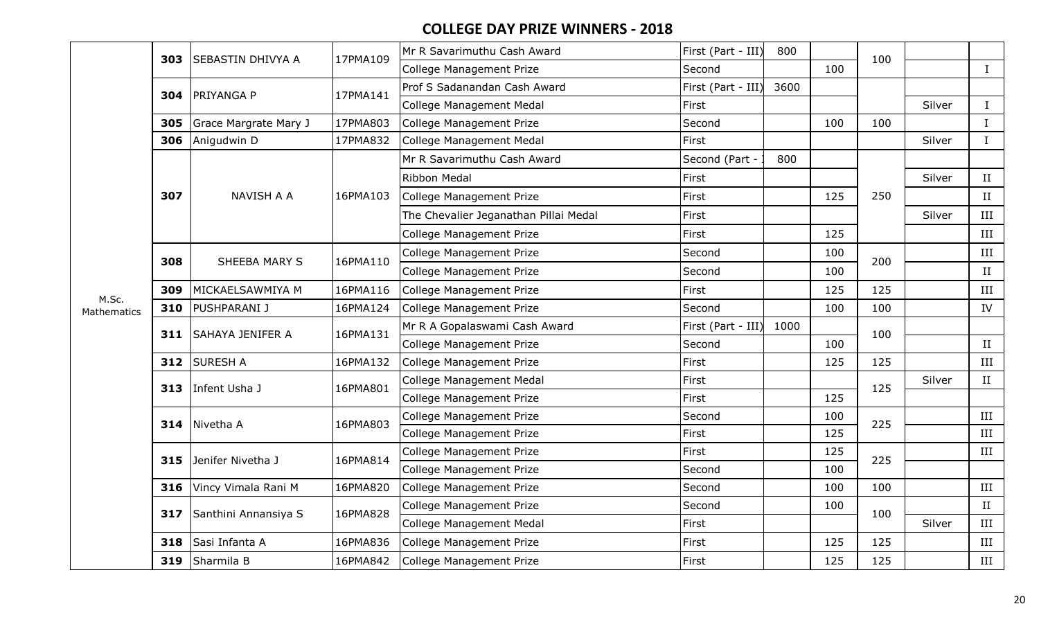# COLLEGE DAY PRIZE WINNERS - 2018

| | | | | | | | | | | |
|---|---|---|---|---|---|---|---|---|---|---|
| M.Sc. Mathematics | 303 | SEBASTIN DHIVYA A | 17PMA109 | Mr R Savarimuthu Cash Award | First (Part - III) | 800 | | 100 | | |
| | | | | College Management Prize | Second | | 100 | | | I |
| | 304 | PRIYANGA P | 17PMA141 | Prof S Sadanandan Cash Award | First (Part - III) | 3600 | | | | |
| | | | | College Management Medal | First | | | | Silver | I |
| | 305 | Grace Margrate Mary J | 17PMA803 | College Management Prize | Second | | 100 | 100 | | I |
| | 306 | Anigudwin D | 17PMA832 | College Management Medal | First | | | | Silver | I |
| | 307 | NAVISH A A | 16PMA103 | Mr R Savarimuthu Cash Award | Second (Part - | 800 | | 250 | | |
| | | | | Ribbon Medal | First | | | | Silver | II |
| | | | | College Management Prize | First | | 125 | | | II |
| | | | | The Chevalier Jeganathan Pillai Medal | First | | | | Silver | III |
| | | | | College Management Prize | First | | 125 | | | III |
| | 308 | SHEEBA MARY S | 16PMA110 | College Management Prize | Second | | 100 | 200 | | III |
| | | | | College Management Prize | Second | | 100 | | | II |
| | 309 | MICKAELSAWMIYA M | 16PMA116 | College Management Prize | First | | 125 | 125 | | III |
| | 310 | PUSHPARANI J | 16PMA124 | College Management Prize | Second | | 100 | 100 | | IV |
| | 311 | SAHAYA JENIFER A | 16PMA131 | Mr R A Gopalaswami Cash Award | First (Part - III) | 1000 | | 100 | | |
| | | | | College Management Prize | Second | | 100 | | | II |
| | 312 | SURESH A | 16PMA132 | College Management Prize | First | | 125 | 125 | | III |
| | 313 | Infent Usha J | 16PMA801 | College Management Medal | First | | | 125 | Silver | II |
| | | | | College Management Prize | First | | 125 | | | |
| | 314 | Nivetha A | 16PMA803 | College Management Prize | Second | | 100 | 225 | | III |
| | | | | College Management Prize | First | | 125 | | | III |
| | 315 | Jenifer Nivetha J | 16PMA814 | College Management Prize | First | | 125 | 225 | | III |
| | | | | College Management Prize | Second | | 100 | | | |
| | 316 | Vincy Vimala Rani M | 16PMA820 | College Management Prize | Second | | 100 | 100 | | III |
| | 317 | Santhini Annansiya S | 16PMA828 | College Management Prize | Second | | 100 | 100 | | II |
| | | | | College Management Medal | First | | | | Silver | III |
| | 318 | Sasi Infanta A | 16PMA836 | College Management Prize | First | | 125 | 125 | | III |
| | 319 | Sharmila B | 16PMA842 | College Management Prize | First | | 125 | 125 | | III |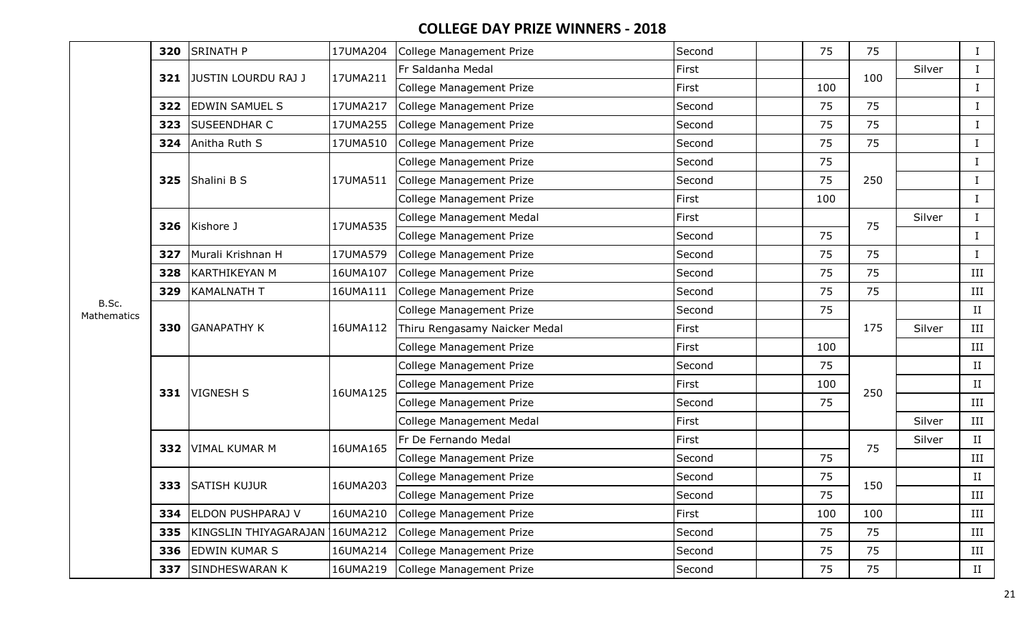## COLLEGE DAY PRIZE WINNERS - 2018

| | | | | | | | | | | |
|---|---|---|---|---|---|---|---|---|---|---|
| B.Sc. Mathematics | 320 | SRINATH P | 17UMA204 | College Management Prize | Second | | 75 | 75 | | I |
| | 321 | JUSTIN LOURDU RAJ J | 17UMA211 | Fr Saldanha Medal | First | | | 100 | Silver | I |
| | | | | College Management Prize | First | | 100 | | | I |
| | 322 | EDWIN SAMUEL S | 17UMA217 | College Management Prize | Second | | 75 | 75 | | I |
| | 323 | SUSEENDHAR C | 17UMA255 | College Management Prize | Second | | 75 | 75 | | I |
| | 324 | Anitha Ruth S | 17UMA510 | College Management Prize | Second | | 75 | 75 | | I |
| | 325 | Shalini B S | 17UMA511 | College Management Prize | Second | | 75 | 250 | | I |
| | | | | College Management Prize | Second | | 75 | | | I |
| | | | | College Management Prize | First | | 100 | | | I |
| | 326 | Kishore J | 17UMA535 | College Management Medal | First | | | 75 | Silver | I |
| | | | | College Management Prize | Second | | 75 | | | I |
| | 327 | Murali Krishnan H | 17UMA579 | College Management Prize | Second | | 75 | 75 | | I |
| | 328 | KARTHIKEYAN M | 16UMA107 | College Management Prize | Second | | 75 | 75 | | III |
| | 329 | KAMALNATH T | 16UMA111 | College Management Prize | Second | | 75 | 75 | | III |
| | 330 | GANAPATHY K | 16UMA112 | College Management Prize | Second | | 75 | 175 | | II |
| | | | | Thiru Rengasamy Naicker Medal | First | | | | Silver | III |
| | | | | College Management Prize | First | | 100 | | | III |
| | 331 | VIGNESH S | 16UMA125 | College Management Prize | Second | | 75 | 250 | | II |
| | | | | College Management Prize | First | | 100 | | | II |
| | | | | College Management Prize | Second | | 75 | | | III |
| | | | | College Management Medal | First | | | | Silver | III |
| | 332 | VIMAL KUMAR M | 16UMA165 | Fr De Fernando Medal | First | | | 75 | Silver | II |
| | | | | College Management Prize | Second | | 75 | | | III |
| | 333 | SATISH KUJUR | 16UMA203 | College Management Prize | Second | | 75 | 150 | | II |
| | | | | College Management Prize | Second | | 75 | | | III |
| | 334 | ELDON PUSHPARAJ V | 16UMA210 | College Management Prize | First | | 100 | 100 | | III |
| | 335 | KINGSLIN THIYAGARAJAN | 16UMA212 | College Management Prize | Second | | 75 | 75 | | III |
| | 336 | EDWIN KUMAR S | 16UMA214 | College Management Prize | Second | | 75 | 75 | | III |
| | 337 | SINDHESWARAN K | 16UMA219 | College Management Prize | Second | | 75 | 75 | | II |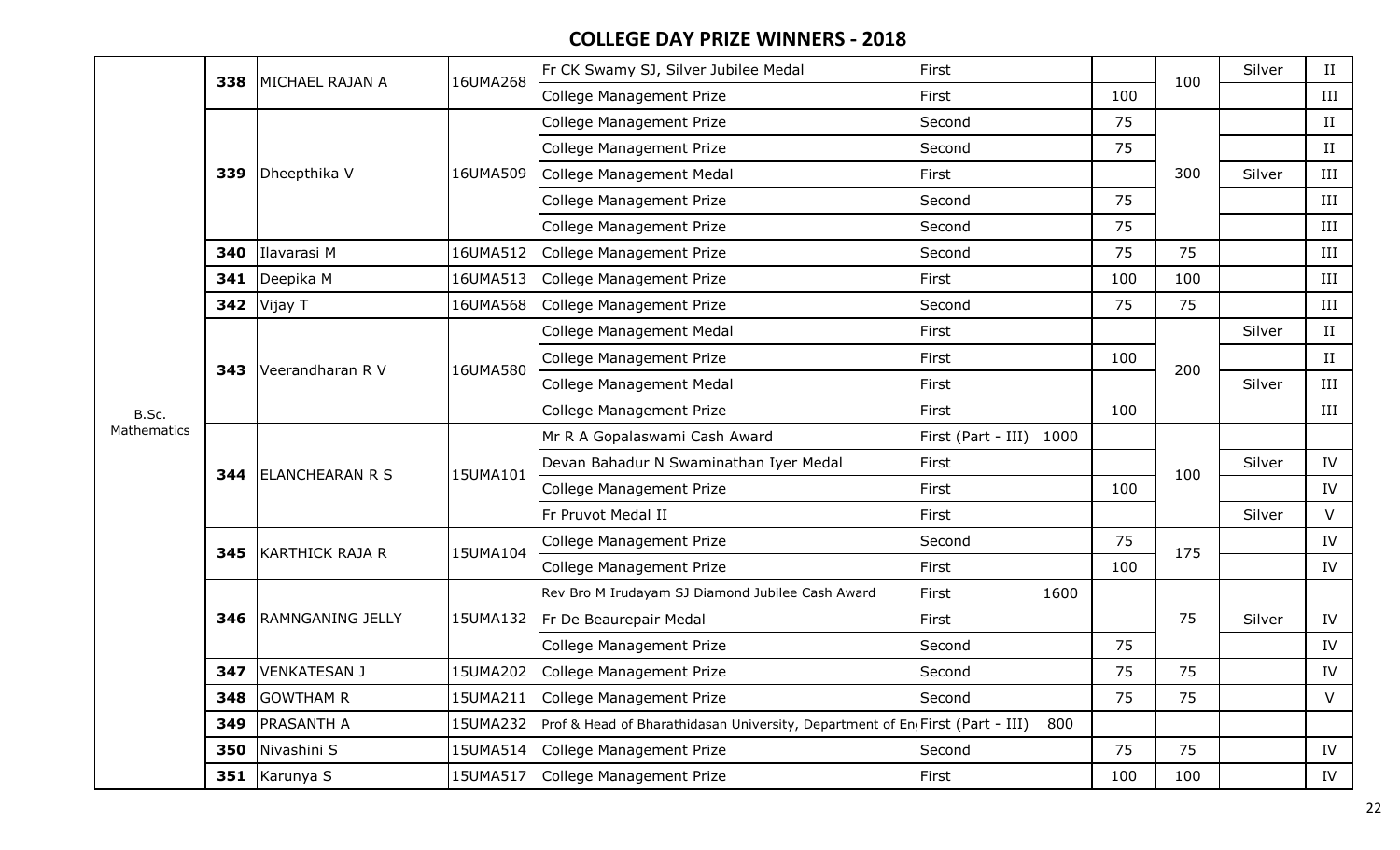## COLLEGE DAY PRIZE WINNERS - 2018

| Programme | No. | Name | Reg. No. | Prize | Rank | Cash | Prize Amount | Total | Medal | Year |
|---|---|---|---|---|---|---|---|---|---|---|
| B.Sc. Mathematics | 338 | MICHAEL RAJAN A | 16UMA268 | Fr CK Swamy SJ, Silver Jubilee Medal | First | | | 100 | Silver | II |
| | | | | College Management Prize | First | | 100 | | | III |
| | 339 | Dheepthika V | 16UMA509 | College Management Prize | Second | | 75 | 300 | | II |
| | | | | College Management Prize | Second | | 75 | | | II |
| | | | | College Management Medal | First | | | | Silver | III |
| | | | | College Management Prize | Second | | 75 | | | III |
| | | | | College Management Prize | Second | | 75 | | | III |
| | 340 | Ilavarasi M | 16UMA512 | College Management Prize | Second | | 75 | 75 | | III |
| | 341 | Deepika M | 16UMA513 | College Management Prize | First | | 100 | 100 | | III |
| | 342 | Vijay T | 16UMA568 | College Management Prize | Second | | 75 | 75 | | III |
| | 343 | Veerandharan R V | 16UMA580 | College Management Medal | First | | | 200 | Silver | II |
| | | | | College Management Prize | First | | 100 | | | II |
| | | | | College Management Medal | First | | | | Silver | III |
| | | | | College Management Prize | First | | 100 | | | III |
| | 344 | ELANCHEARAN R S | 15UMA101 | Mr R A Gopalaswami Cash Award | First (Part - III) | 1000 | | 100 | | |
| | | | | Devan Bahadur N Swaminathan Iyer Medal | First | | | | Silver | IV |
| | | | | College Management Prize | First | | 100 | | | IV |
| | | | | Fr Pruvot Medal II | First | | | | Silver | V |
| | 345 | KARTHICK RAJA R | 15UMA104 | College Management Prize | Second | | 75 | 175 | | IV |
| | | | | College Management Prize | First | | 100 | | | IV |
| | 346 | RAMNGANING JELLY | 15UMA132 | Rev Bro M Irudayam SJ Diamond Jubilee Cash Award | First | 1600 | | 75 | | |
| | | | | Fr De Beaurepair Medal | First | | | | Silver | IV |
| | | | | College Management Prize | Second | | 75 | | | IV |
| | 347 | VENKATESAN J | 15UMA202 | College Management Prize | Second | | 75 | 75 | | IV |
| | 348 | GOWTHAM R | 15UMA211 | College Management Prize | Second | | 75 | 75 | | V |
| | 349 | PRASANTH A | 15UMA232 | Prof & Head of Bharathidasan University, Department of En | First (Part - III) | 800 | | | | |
| | 350 | Nivashini S | 15UMA514 | College Management Prize | Second | | 75 | 75 | | IV |
| | 351 | Karunya S | 15UMA517 | College Management Prize | First | | 100 | 100 | | IV |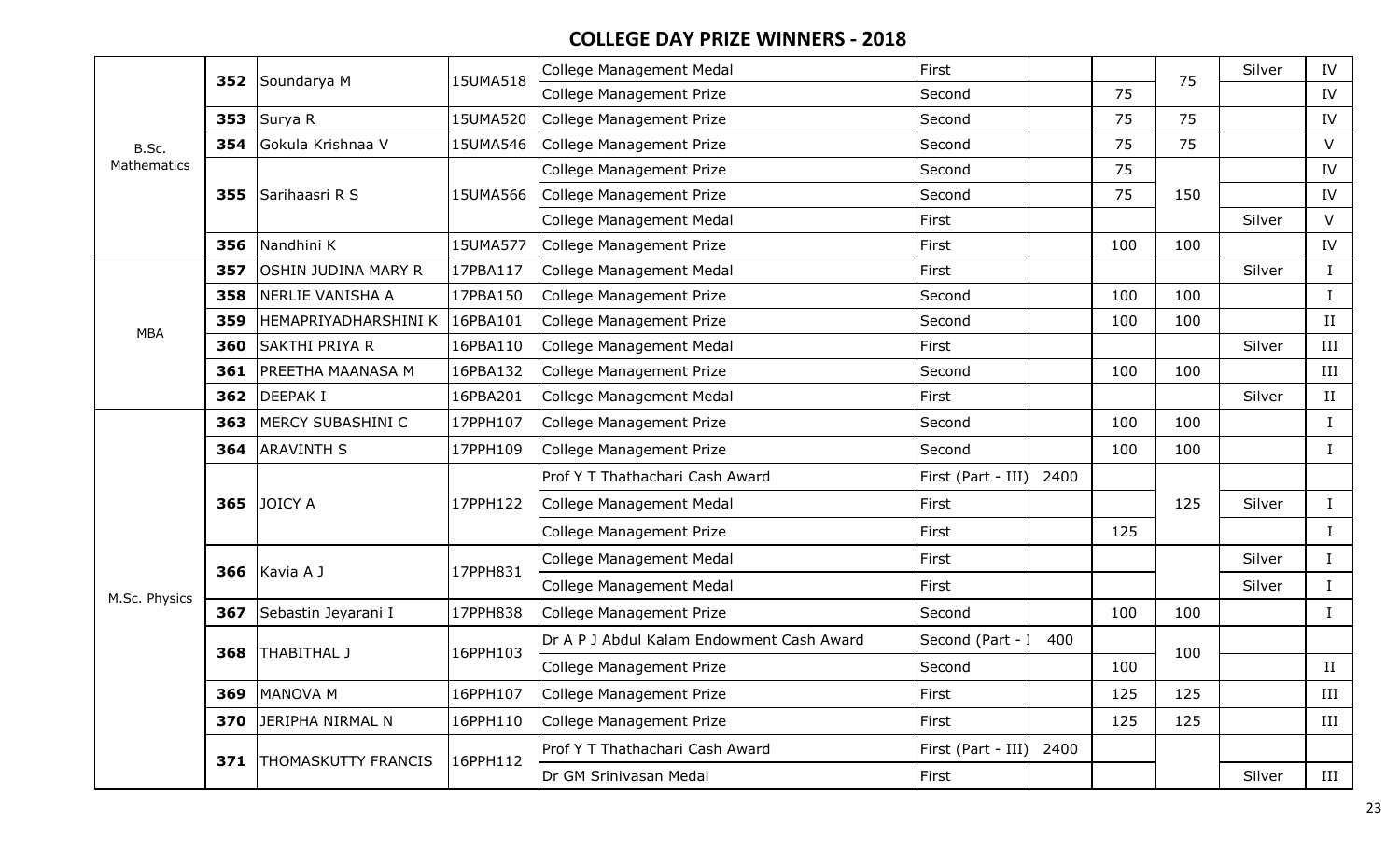## COLLEGE DAY PRIZE WINNERS - 2018

| Programme | S.No | Name | Reg. No. | Prize | Position | Cash Award | Prize Amount | Total | Medal | Year |
|---|---|---|---|---|---|---|---|---|---|---|
| B.Sc. Mathematics | 352 | Soundarya M | 15UMA518 | College Management Medal | First | | | 75 | Silver | IV |
| | | | | College Management Prize | Second | | 75 | | | IV |
| | 353 | Surya R | 15UMA520 | College Management Prize | Second | | 75 | 75 | | IV |
| | 354 | Gokula Krishnaa V | 15UMA546 | College Management Prize | Second | | 75 | 75 | | V |
| | 355 | Sarihaasri R S | 15UMA566 | College Management Prize | Second | | 75 | 150 | | IV |
| | | | | College Management Prize | Second | | 75 | | | IV |
| | | | | College Management Medal | First | | | | Silver | V |
| | 356 | Nandhini K | 15UMA577 | College Management Prize | First | | 100 | 100 | | IV |
| MBA | 357 | OSHIN JUDINA MARY R | 17PBA117 | College Management Medal | First | | | | Silver | I |
| | 358 | NERLIE VANISHA A | 17PBA150 | College Management Prize | Second | | 100 | 100 | | I |
| | 359 | HEMAPRIYADHARSHINI K | 16PBA101 | College Management Prize | Second | | 100 | 100 | | II |
| | 360 | SAKTHI PRIYA R | 16PBA110 | College Management Medal | First | | | | Silver | III |
| | 361 | PREETHA MAANASA M | 16PBA132 | College Management Prize | Second | | 100 | 100 | | III |
| | 362 | DEEPAK I | 16PBA201 | College Management Medal | First | | | | Silver | II |
| M.Sc. Physics | 363 | MERCY SUBASHINI C | 17PPH107 | College Management Prize | Second | | 100 | 100 | | I |
| | 364 | ARAVINTH S | 17PPH109 | College Management Prize | Second | | 100 | 100 | | I |
| | 365 | JOICY A | 17PPH122 | Prof Y T Thathachari Cash Award | First (Part - III) | 2400 | | 125 | | |
| | | | | College Management Medal | First | | | | Silver | I |
| | | | | College Management Prize | First | | 125 | | | I |
| | 366 | Kavia A J | 17PPH831 | College Management Medal | First | | | | Silver | I |
| | | | | College Management Medal | First | | | | Silver | I |
| | 367 | Sebastin Jeyarani I | 17PPH838 | College Management Prize | Second | | 100 | 100 | | I |
| | 368 | THABITHAL J | 16PPH103 | Dr A P J Abdul Kalam Endowment Cash Award | Second (Part - I | 400 | | 100 | | |
| | | | | College Management Prize | Second | | 100 | | | II |
| | 369 | MANOVA M | 16PPH107 | College Management Prize | First | | 125 | 125 | | III |
| | 370 | JERIPHA NIRMAL N | 16PPH110 | College Management Prize | First | | 125 | 125 | | III |
| | 371 | THOMASKUTTY FRANCIS | 16PPH112 | Prof Y T Thathachari Cash Award | First (Part - III) | 2400 | | | | |
| | | | | Dr GM Srinivasan Medal | First | | | | Silver | III |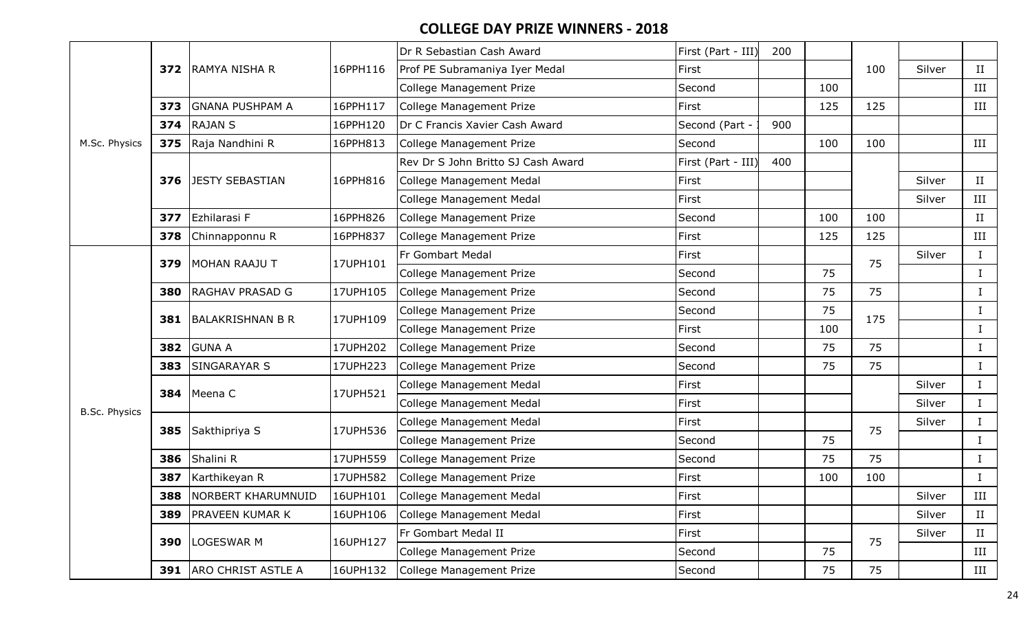# COLLEGE DAY PRIZE WINNERS - 2018

| | | | | | | | | | | |
|---|---|---|---|---|---|---|---|---|---|---|
| M.Sc. Physics | **372** | RAMYA NISHA R | 16PPH116 | Dr R Sebastian Cash Award | First (Part - III) | 200 | | 100 | | |
| | | | | Prof PE Subramaniya Iyer Medal | First | | | | Silver | II |
| | | | | College Management Prize | Second | | 100 | | | III |
| | **373** | GNANA PUSHPAM A | 16PPH117 | College Management Prize | First | | 125 | 125 | | III |
| | **374** | RAJAN S | 16PPH120 | Dr C Francis Xavier Cash Award | Second (Part - I | 900 | | | | |
| | **375** | Raja Nandhini R | 16PPH813 | College Management Prize | Second | | 100 | 100 | | III |
| | **376** | JESTY SEBASTIAN | 16PPH816 | Rev Dr S John Britto SJ Cash Award | First (Part - III) | 400 | | | | |
| | | | | College Management Medal | First | | | | Silver | II |
| | | | | College Management Medal | First | | | | Silver | III |
| | **377** | Ezhilarasi F | 16PPH826 | College Management Prize | Second | | 100 | 100 | | II |
| | **378** | Chinnapponnu R | 16PPH837 | College Management Prize | First | | 125 | 125 | | III |
| B.Sc. Physics | **379** | MOHAN RAAJU T | 17UPH101 | Fr Gombart Medal | First | | | 75 | Silver | I |
| | | | | College Management Prize | Second | | 75 | | | I |
| | **380** | RAGHAV PRASAD G | 17UPH105 | College Management Prize | Second | | 75 | 75 | | I |
| | **381** | BALAKRISHNAN B R | 17UPH109 | College Management Prize | Second | | 75 | 175 | | I |
| | | | | College Management Prize | First | | 100 | | | I |
| | **382** | GUNA A | 17UPH202 | College Management Prize | Second | | 75 | 75 | | I |
| | **383** | SINGARAYAR S | 17UPH223 | College Management Prize | Second | | 75 | 75 | | I |
| | **384** | Meena C | 17UPH521 | College Management Medal | First | | | | Silver | I |
| | | | | College Management Medal | First | | | | Silver | I |
| | **385** | Sakthipriya S | 17UPH536 | College Management Medal | First | | | 75 | Silver | I |
| | | | | College Management Prize | Second | | 75 | | | I |
| | **386** | Shalini R | 17UPH559 | College Management Prize | Second | | 75 | 75 | | I |
| | **387** | Karthikeyan R | 17UPH582 | College Management Prize | First | | 100 | 100 | | I |
| | **388** | NORBERT KHARUMNUID | 16UPH101 | College Management Medal | First | | | | Silver | III |
| | **389** | PRAVEEN KUMAR K | 16UPH106 | College Management Medal | First | | | | Silver | II |
| | **390** | LOGESWAR M | 16UPH127 | Fr Gombart Medal II | First | | | 75 | Silver | II |
| | | | | College Management Prize | Second | | 75 | | | III |
| | **391** | ARO CHRIST ASTLE A | 16UPH132 | College Management Prize | Second | | 75 | 75 | | III |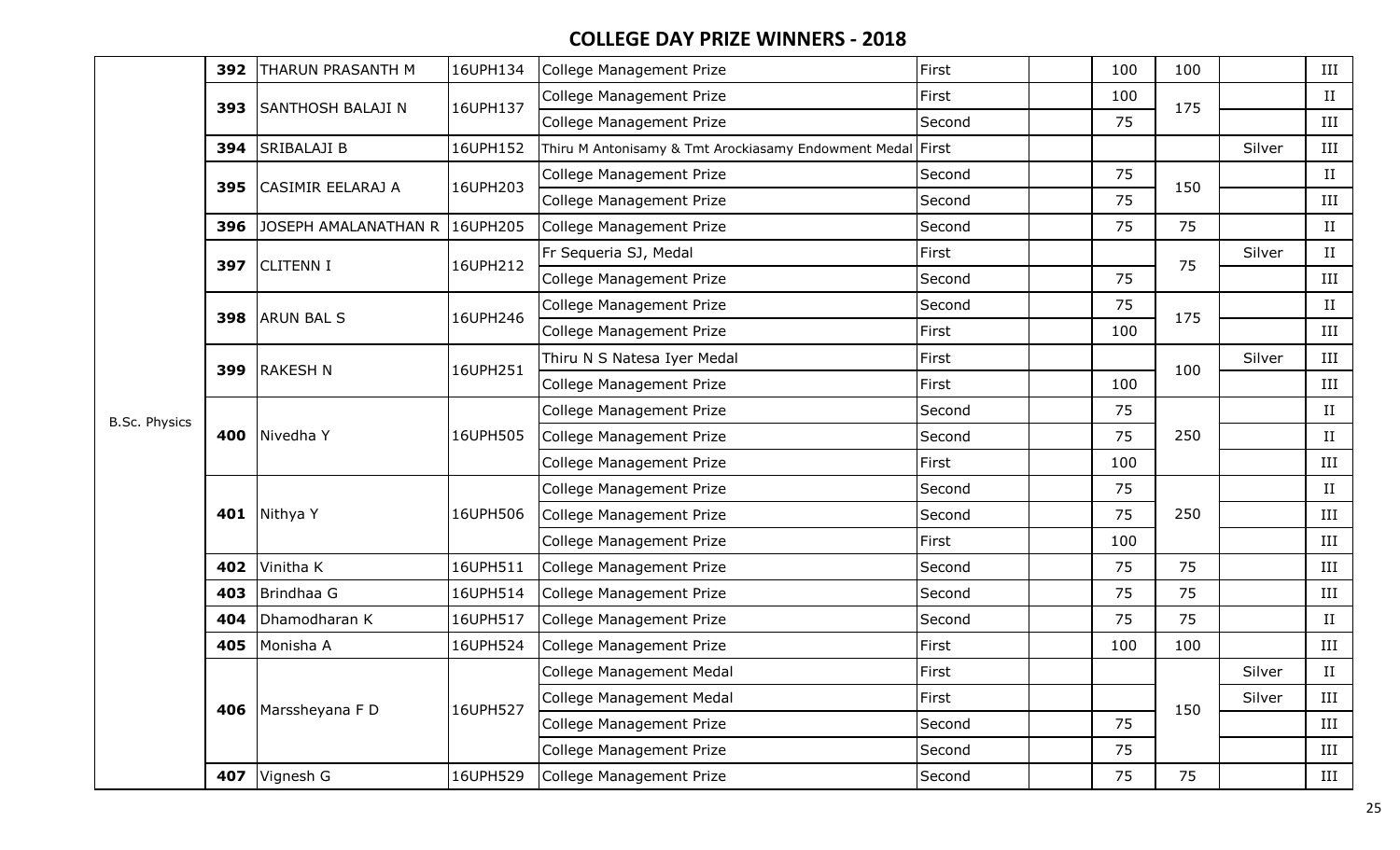## COLLEGE DAY PRIZE WINNERS - 2018

| | | | | | | | | | | |
|---|---|---|---|---|---|---|---|---|---|---|
| B.Sc. Physics | **392** | THARUN PRASANTH M | 16UPH134 | College Management Prize | First | | 100 | 100 | | III |
| | **393** | SANTHOSH BALAJI N | 16UPH137 | College Management Prize | First | | 100 | 175 | | II |
| | | | | College Management Prize | Second | | 75 | | | III |
| | **394** | SRIBALAJI B | 16UPH152 | Thiru M Antonisamy & Tmt Arockiasamy Endowment Medal | First | | | | Silver | III |
| | **395** | CASIMIR EELARAJ A | 16UPH203 | College Management Prize | Second | | 75 | 150 | | II |
| | | | | College Management Prize | Second | | 75 | | | III |
| | **396** | JOSEPH AMALANATHAN R | 16UPH205 | College Management Prize | Second | | 75 | 75 | | II |
| | **397** | CLITENN I | 16UPH212 | Fr Sequeria SJ, Medal | First | | | 75 | Silver | II |
| | | | | College Management Prize | Second | | 75 | | | III |
| | **398** | ARUN BAL S | 16UPH246 | College Management Prize | Second | | 75 | 175 | | II |
| | | | | College Management Prize | First | | 100 | | | III |
| | **399** | RAKESH N | 16UPH251 | Thiru N S Natesa Iyer Medal | First | | | 100 | Silver | III |
| | | | | College Management Prize | First | | 100 | | | III |
| | **400** | Nivedha Y | 16UPH505 | College Management Prize | Second | | 75 | 250 | | II |
| | | | | College Management Prize | Second | | 75 | | | II |
| | | | | College Management Prize | First | | 100 | | | III |
| | **401** | Nithya Y | 16UPH506 | College Management Prize | Second | | 75 | 250 | | II |
| | | | | College Management Prize | Second | | 75 | | | III |
| | | | | College Management Prize | First | | 100 | | | III |
| | **402** | Vinitha K | 16UPH511 | College Management Prize | Second | | 75 | 75 | | III |
| | **403** | Brindhaa G | 16UPH514 | College Management Prize | Second | | 75 | 75 | | III |
| | **404** | Dhamodharan K | 16UPH517 | College Management Prize | Second | | 75 | 75 | | II |
| | **405** | Monisha A | 16UPH524 | College Management Prize | First | | 100 | 100 | | III |
| | **406** | Marssheyana F D | 16UPH527 | College Management Medal | First | | | 150 | Silver | II |
| | | | | College Management Medal | First | | | | Silver | III |
| | | | | College Management Prize | Second | | 75 | | | III |
| | | | | College Management Prize | Second | | 75 | | | III |
| | **407** | Vignesh G | 16UPH529 | College Management Prize | Second | | 75 | 75 | | III |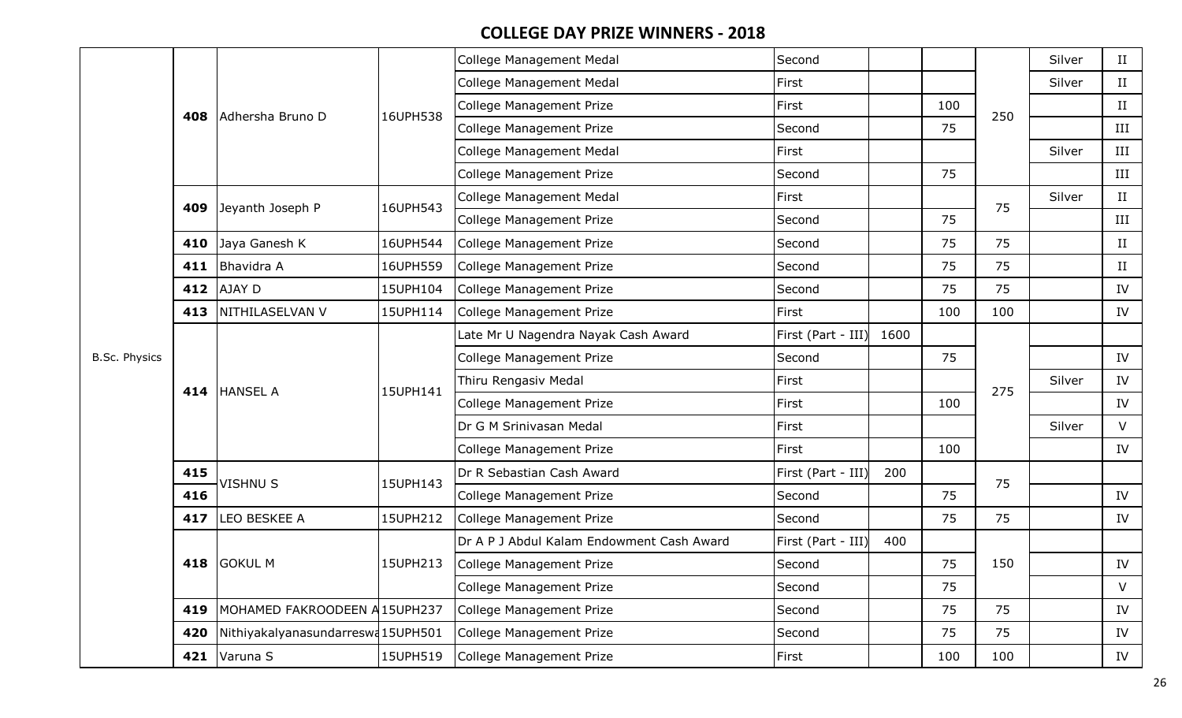## COLLEGE DAY PRIZE WINNERS - 2018

| | | | | | | | | | | |
|---|---|---|---|---|---|---|---|---|---|---|
| B.Sc. Physics | 408 | Adhersha Bruno D | 16UPH538 | College Management Medal | Second | | | 250 | Silver | II |
| | | | | College Management Medal | First | | | | Silver | II |
| | | | | College Management Prize | First | | 100 | | | II |
| | | | | College Management Prize | Second | | 75 | | | III |
| | | | | College Management Medal | First | | | | Silver | III |
| | | | | College Management Prize | Second | | 75 | | | III |
| | 409 | Jeyanth Joseph P | 16UPH543 | College Management Medal | First | | | 75 | Silver | II |
| | | | | College Management Prize | Second | | 75 | | | III |
| | 410 | Jaya Ganesh K | 16UPH544 | College Management Prize | Second | | 75 | 75 | | II |
| | 411 | Bhavidra A | 16UPH559 | College Management Prize | Second | | 75 | 75 | | II |
| | 412 | AJAY D | 15UPH104 | College Management Prize | Second | | 75 | 75 | | IV |
| | 413 | NITHILASELVAN V | 15UPH114 | College Management Prize | First | | 100 | 100 | | IV |
| | 414 | HANSEL A | 15UPH141 | Late Mr U Nagendra Nayak Cash Award | First (Part - III) | 1600 | | 275 | | |
| | | | | College Management Prize | Second | | 75 | | | IV |
| | | | | Thiru Rengasiv Medal | First | | | | Silver | IV |
| | | | | College Management Prize | First | | 100 | | | IV |
| | | | | Dr G M Srinivasan Medal | First | | | | Silver | V |
| | | | | College Management Prize | First | | 100 | | | IV |
| | 415 | VISHNU S | 15UPH143 | Dr R Sebastian Cash Award | First (Part - III) | 200 | | 75 | | |
| | 416 | | | College Management Prize | Second | | 75 | | | IV |
| | 417 | LEO BESKEE A | 15UPH212 | College Management Prize | Second | | 75 | 75 | | IV |
| | 418 | GOKUL M | 15UPH213 | Dr A P J Abdul Kalam Endowment Cash Award | First (Part - III) | 400 | | 150 | | |
| | | | | College Management Prize | Second | | 75 | | | IV |
| | | | | College Management Prize | Second | | 75 | | | V |
| | 419 | MOHAMED FAKROODEEN A | 15UPH237 | College Management Prize | Second | | 75 | 75 | | IV |
| | 420 | Nithiyakalyanasundarreswa | 15UPH501 | College Management Prize | Second | | 75 | 75 | | IV |
| | 421 | Varuna S | 15UPH519 | College Management Prize | First | | 100 | 100 | | IV |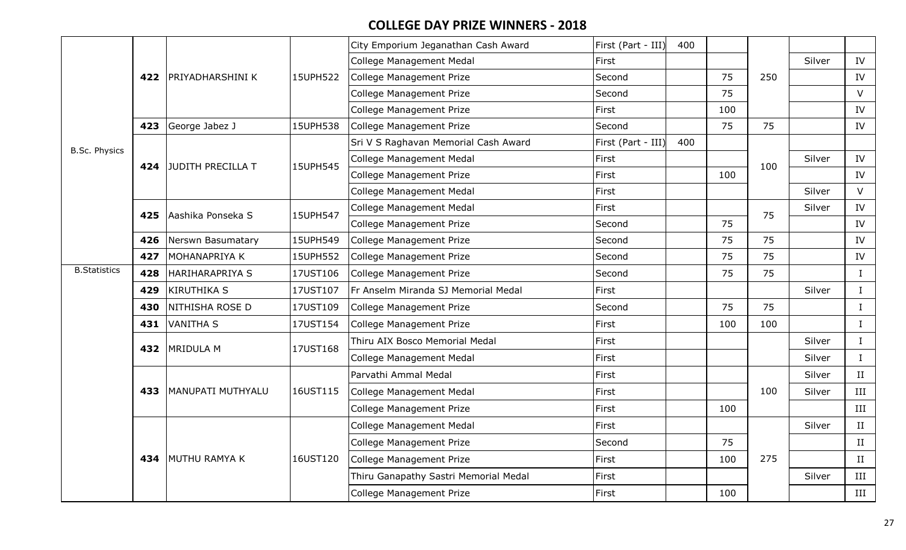## COLLEGE DAY PRIZE WINNERS - 2018

| | | | | | | | | | | |
|---|---|---|---|---|---|---|---|---|---|---|
| B.Sc. Physics | 422 | PRIYADHARSHINI K | 15UPH522 | City Emporium Jeganathan Cash Award | First (Part - III) | 400 | | 250 | | |
| | | | | College Management Medal | First | | | | Silver | IV |
| | | | | College Management Prize | Second | | 75 | | | IV |
| | | | | College Management Prize | Second | | 75 | | | V |
| | | | | College Management Prize | First | | 100 | | | IV |
| | 423 | George Jabez J | 15UPH538 | College Management Prize | Second | | 75 | 75 | | IV |
| | 424 | JUDITH PRECILLA T | 15UPH545 | Sri V S Raghavan Memorial Cash Award | First (Part - III) | 400 | | 100 | | |
| | | | | College Management Medal | First | | | | Silver | IV |
| | | | | College Management Prize | First | | 100 | | | IV |
| | | | | College Management Medal | First | | | | Silver | V |
| | 425 | Aashika Ponseka S | 15UPH547 | College Management Medal | First | | | 75 | Silver | IV |
| | | | | College Management Prize | Second | | 75 | | | IV |
| | 426 | Nerswn Basumatary | 15UPH549 | College Management Prize | Second | | 75 | 75 | | IV |
| | 427 | MOHANAPRIYA K | 15UPH552 | College Management Prize | Second | | 75 | 75 | | IV |
| B.Statistics | 428 | HARIHARAPRIYA S | 17UST106 | College Management Prize | Second | | 75 | 75 | | I |
| | 429 | KIRUTHIKA S | 17UST107 | Fr Anselm Miranda SJ Memorial Medal | First | | | | Silver | I |
| | 430 | NITHISHA ROSE D | 17UST109 | College Management Prize | Second | | 75 | 75 | | I |
| | 431 | VANITHA S | 17UST154 | College Management Prize | First | | 100 | 100 | | I |
| | 432 | MRIDULA M | 17UST168 | Thiru AIX Bosco Memorial Medal | First | | | | Silver | I |
| | | | | College Management Medal | First | | | | Silver | I |
| | 433 | MANUPATI MUTHYALU | 16UST115 | Parvathi Ammal Medal | First | | | 100 | Silver | II |
| | | | | College Management Medal | First | | | | Silver | III |
| | | | | College Management Prize | First | | 100 | | | III |
| | 434 | MUTHU RAMYA K | 16UST120 | College Management Medal | First | | | 275 | Silver | II |
| | | | | College Management Prize | Second | | 75 | | | II |
| | | | | College Management Prize | First | | 100 | | | II |
| | | | | Thiru Ganapathy Sastri Memorial Medal | First | | | | Silver | III |
| | | | | College Management Prize | First | | 100 | | | III |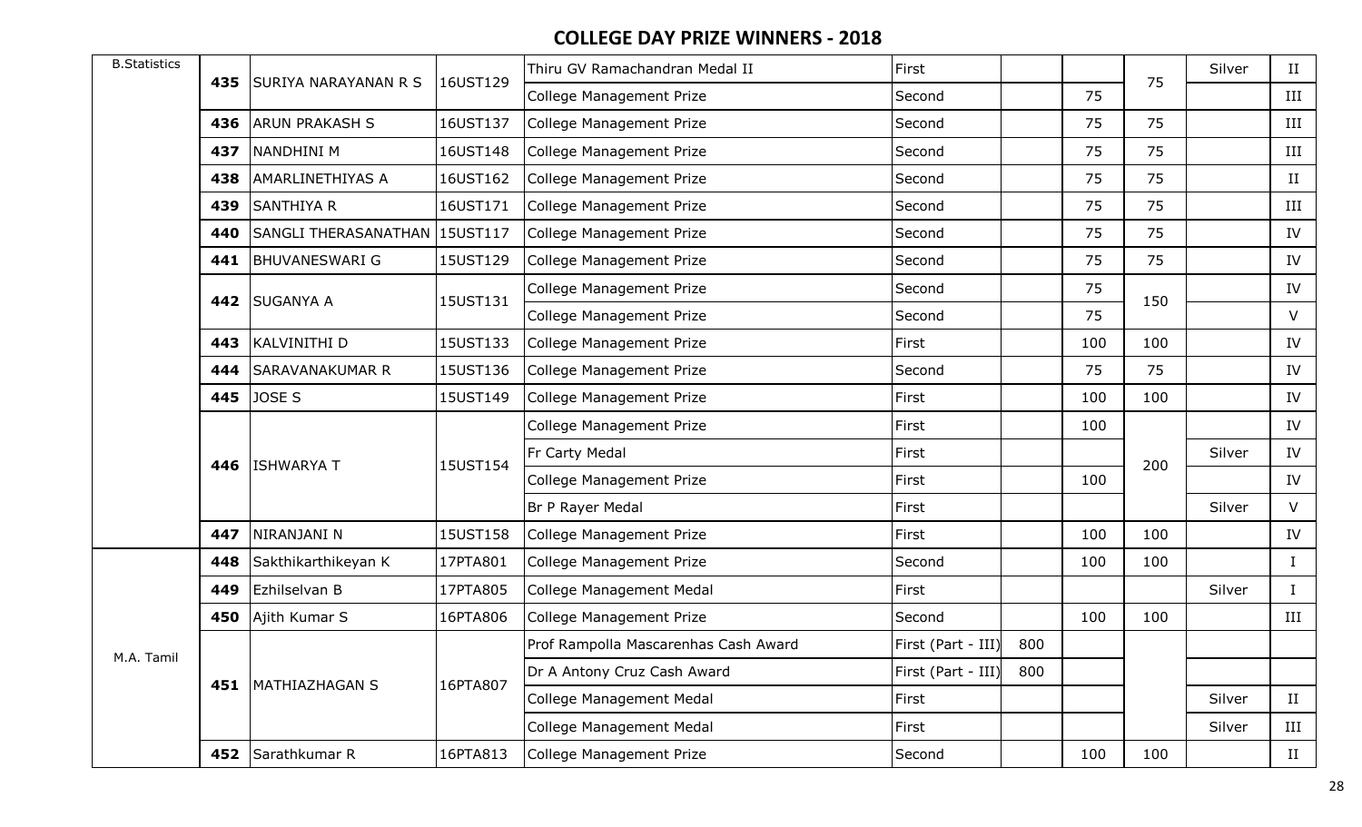## COLLEGE DAY PRIZE WINNERS - 2018

| Course | S.No | Name | Reg. No | Prize | Rank | Cash | Amount | Total | Medal | Year |
|---|---|---|---|---|---|---|---|---|---|---|
| B.Statistics | 435 | SURIYA NARAYANAN R S | 16UST129 | Thiru GV Ramachandran Medal II | First | | | 75 | Silver | II |
| | | | | College Management Prize | Second | | 75 | | | III |
| | 436 | ARUN PRAKASH S | 16UST137 | College Management Prize | Second | | 75 | 75 | | III |
| | 437 | NANDHINI M | 16UST148 | College Management Prize | Second | | 75 | 75 | | III |
| | 438 | AMARLINETHIYAS A | 16UST162 | College Management Prize | Second | | 75 | 75 | | II |
| | 439 | SANTHIYA R | 16UST171 | College Management Prize | Second | | 75 | 75 | | III |
| | 440 | SANGLI THERASANATHAN | 15UST117 | College Management Prize | Second | | 75 | 75 | | IV |
| | 441 | BHUVANESWARI G | 15UST129 | College Management Prize | Second | | 75 | 75 | | IV |
| | 442 | SUGANYA A | 15UST131 | College Management Prize | Second | | 75 | 150 | | IV |
| | | | | College Management Prize | Second | | 75 | | | V |
| | 443 | KALVINITHI D | 15UST133 | College Management Prize | First | | 100 | 100 | | IV |
| | 444 | SARAVANAKUMAR R | 15UST136 | College Management Prize | Second | | 75 | 75 | | IV |
| | 445 | JOSE S | 15UST149 | College Management Prize | First | | 100 | 100 | | IV |
| | 446 | ISHWARYA T | 15UST154 | College Management Prize | First | | 100 | 200 | | IV |
| | | | | Fr Carty Medal | First | | | | Silver | IV |
| | | | | College Management Prize | First | | 100 | | | IV |
| | | | | Br P Rayer Medal | First | | | | Silver | V |
| | 447 | NIRANJANI N | 15UST158 | College Management Prize | First | | 100 | 100 | | IV |
| M.A. Tamil | 448 | Sakthikarthikeyan K | 17PTA801 | College Management Prize | Second | | 100 | 100 | | I |
| | 449 | Ezhilselvan B | 17PTA805 | College Management Medal | First | | | | Silver | I |
| | 450 | Ajith Kumar S | 16PTA806 | College Management Prize | Second | | 100 | 100 | | III |
| | 451 | MATHIAZHAGAN S | 16PTA807 | Prof Rampolla Mascarenhas Cash Award | First (Part - III) | 800 | | | | |
| | | | | Dr A Antony Cruz Cash Award | First (Part - III) | 800 | | | | |
| | | | | College Management Medal | First | | | | Silver | II |
| | | | | College Management Medal | First | | | | Silver | III |
| | 452 | Sarathkumar R | 16PTA813 | College Management Prize | Second | | 100 | 100 | | II |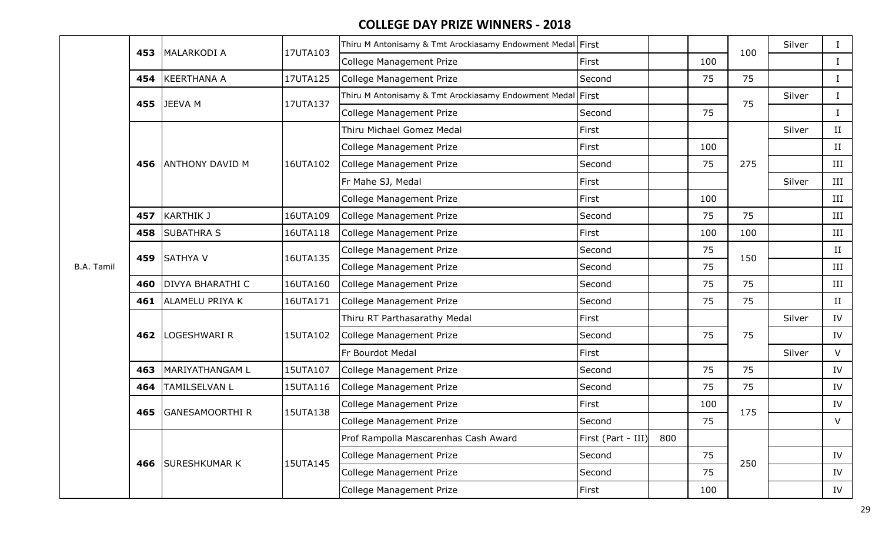## COLLEGE DAY PRIZE WINNERS - 2018

| | | | | | | | | | | |
|---|---|---|---|---|---|---|---|---|---|---|
| B.A. Tamil | 453 | MALARKODI A | 17UTA103 | Thiru M Antonisamy & Tmt Arockiasamy Endowment Medal | First | | | 100 | Silver | I |
| | | | | College Management Prize | First | | 100 | | | I |
| | 454 | KEERTHANA A | 17UTA125 | College Management Prize | Second | | 75 | 75 | | I |
| | 455 | JEEVA M | 17UTA137 | Thiru M Antonisamy & Tmt Arockiasamy Endowment Medal | First | | | 75 | Silver | I |
| | | | | College Management Prize | Second | | 75 | | | I |
| | 456 | ANTHONY DAVID M | 16UTA102 | Thiru Michael Gomez Medal | First | | | 275 | Silver | II |
| | | | | College Management Prize | First | | 100 | | | II |
| | | | | College Management Prize | Second | | 75 | | | III |
| | | | | Fr Mahe SJ, Medal | First | | | | Silver | III |
| | | | | College Management Prize | First | | 100 | | | III |
| | 457 | KARTHIK J | 16UTA109 | College Management Prize | Second | | 75 | 75 | | III |
| | 458 | SUBATHRA S | 16UTA118 | College Management Prize | First | | 100 | 100 | | III |
| | 459 | SATHYA V | 16UTA135 | College Management Prize | Second | | 75 | 150 | | II |
| | | | | College Management Prize | Second | | 75 | | | III |
| | 460 | DIVYA BHARATHI C | 16UTA160 | College Management Prize | Second | | 75 | 75 | | III |
| | 461 | ALAMELU PRIYA K | 16UTA171 | College Management Prize | Second | | 75 | 75 | | II |
| | 462 | LOGESHWARI R | 15UTA102 | Thiru RT Parthasarathy Medal | First | | | 75 | Silver | IV |
| | | | | College Management Prize | Second | | 75 | | | IV |
| | | | | Fr Bourdot Medal | First | | | | Silver | V |
| | 463 | MARIYATHANGAM L | 15UTA107 | College Management Prize | Second | | 75 | 75 | | IV |
| | 464 | TAMILSELVAN L | 15UTA116 | College Management Prize | Second | | 75 | 75 | | IV |
| | 465 | GANESAMOORTHI R | 15UTA138 | College Management Prize | First | | 100 | 175 | | IV |
| | | | | College Management Prize | Second | | 75 | | | V |
| | 466 | SURESHKUMAR K | 15UTA145 | Prof Rampolla Mascarenhas Cash Award | First (Part - III) | 800 | | 250 | | |
| | | | | College Management Prize | Second | | 75 | | | IV |
| | | | | College Management Prize | Second | | 75 | | | IV |
| | | | | College Management Prize | First | | 100 | | | IV |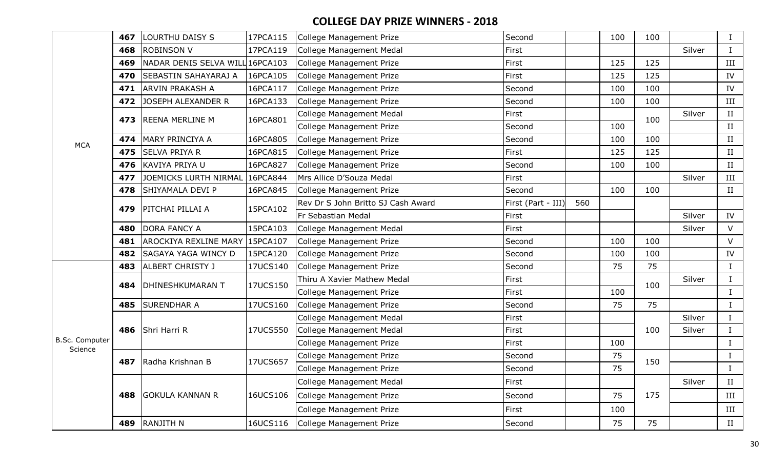## COLLEGE DAY PRIZE WINNERS - 2018

| | | | | | | | | | | |
|---|---|---|---|---|---|---|---|---|---|---|
| MCA | 467 | LOURTHU DAISY S | 17PCA115 | College Management Prize | Second | | 100 | 100 | | I |
| | 468 | ROBINSON V | 17PCA119 | College Management Medal | First | | | | Silver | I |
| | 469 | NADAR DENIS SELVA WILL | 16PCA103 | College Management Prize | First | | 125 | 125 | | III |
| | 470 | SEBASTIN SAHAYARAJ A | 16PCA105 | College Management Prize | First | | 125 | 125 | | IV |
| | 471 | ARVIN PRAKASH A | 16PCA117 | College Management Prize | Second | | 100 | 100 | | IV |
| | 472 | JOSEPH ALEXANDER R | 16PCA133 | College Management Prize | Second | | 100 | 100 | | III |
| | 473 | REENA MERLINE M | 16PCA801 | College Management Medal | First | | | 100 | Silver | II |
| | | | | College Management Prize | Second | | 100 | | | II |
| | 474 | MARY PRINCIYA A | 16PCA805 | College Management Prize | Second | | 100 | 100 | | II |
| | 475 | SELVA PRIYA R | 16PCA815 | College Management Prize | First | | 125 | 125 | | II |
| | 476 | KAVIYA PRIYA U | 16PCA827 | College Management Prize | Second | | 100 | 100 | | II |
| | 477 | JOEMICKS LURTH NIRMAL | 16PCA844 | Mrs Allice D'Souza Medal | First | | | | Silver | III |
| | 478 | SHIYAMALA DEVI P | 16PCA845 | College Management Prize | Second | | 100 | 100 | | II |
| | 479 | PITCHAI PILLAI A | 15PCA102 | Rev Dr S John Britto SJ Cash Award | First (Part - III) | 560 | | | | |
| | | | | Fr Sebastian Medal | First | | | | Silver | IV |
| | 480 | DORA FANCY A | 15PCA103 | College Management Medal | First | | | | Silver | V |
| | 481 | AROCKIYA REXLINE MARY | 15PCA107 | College Management Prize | Second | | 100 | 100 | | V |
| | 482 | SAGAYA YAGA WINCY D | 15PCA120 | College Management Prize | Second | | 100 | 100 | | IV |
| B.Sc. Computer Science | 483 | ALBERT CHRISTY J | 17UCS140 | College Management Prize | Second | | 75 | 75 | | I |
| | 484 | DHINESHKUMARAN T | 17UCS150 | Thiru A Xavier Mathew Medal | First | | | 100 | Silver | I |
| | | | | College Management Prize | First | | 100 | | | I |
| | 485 | SURENDHAR A | 17UCS160 | College Management Prize | Second | | 75 | 75 | | I |
| | 486 | Shri Harri R | 17UCS550 | College Management Medal | First | | | 100 | Silver | I |
| | | | | College Management Medal | First | | | | Silver | I |
| | | | | College Management Prize | First | | 100 | | | I |
| | 487 | Radha Krishnan B | 17UCS657 | College Management Prize | Second | | 75 | 150 | | I |
| | | | | College Management Prize | Second | | 75 | | | I |
| | 488 | GOKULA KANNAN R | 16UCS106 | College Management Medal | First | | | 175 | Silver | II |
| | | | | College Management Prize | Second | | 75 | | | III |
| | | | | College Management Prize | First | | 100 | | | III |
| | 489 | RANJITH N | 16UCS116 | College Management Prize | Second | | 75 | 75 | | II |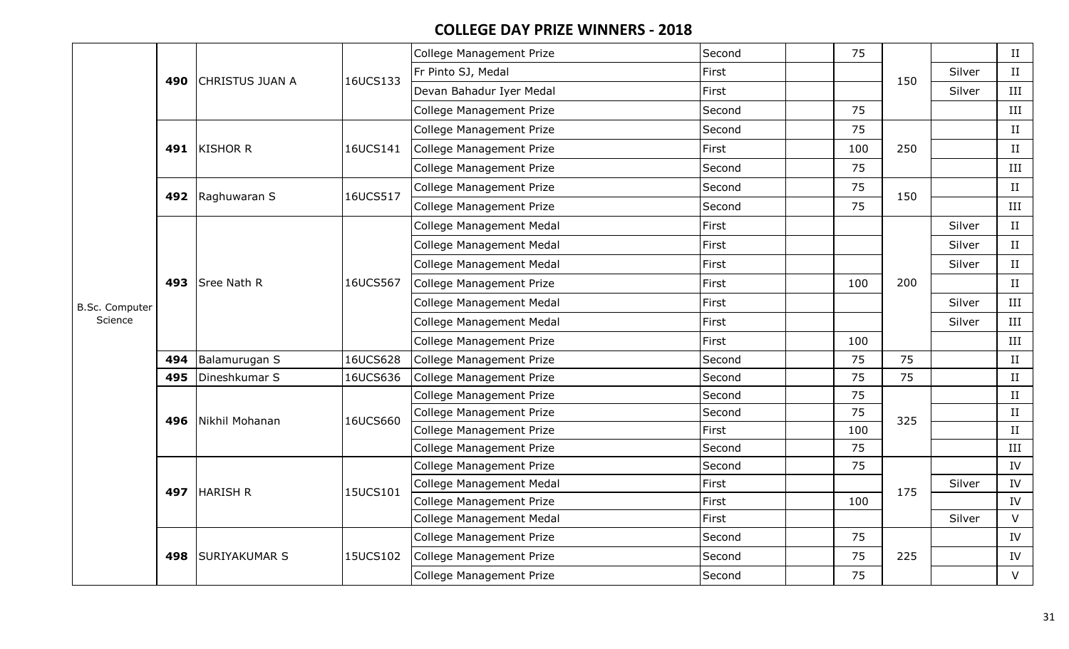## COLLEGE DAY PRIZE WINNERS - 2018

| | | | | | | | | | | |
|---|---|---|---|---|---|---|---|---|---|---|
| B.Sc. Computer Science | 490 | CHRISTUS JUAN A | 16UCS133 | College Management Prize | Second | | 75 | 150 | | II |
| | | | | Fr Pinto SJ, Medal | First | | | | Silver | II |
| | | | | Devan Bahadur Iyer Medal | First | | | | Silver | III |
| | | | | College Management Prize | Second | | 75 | | | III |
| | 491 | KISHOR R | 16UCS141 | College Management Prize | Second | | 75 | 250 | | II |
| | | | | College Management Prize | First | | 100 | | | II |
| | | | | College Management Prize | Second | | 75 | | | III |
| | 492 | Raghuwaran S | 16UCS517 | College Management Prize | Second | | 75 | 150 | | II |
| | | | | College Management Prize | Second | | 75 | | | III |
| | 493 | Sree Nath R | 16UCS567 | College Management Medal | First | | | 200 | Silver | II |
| | | | | College Management Medal | First | | | | Silver | II |
| | | | | College Management Medal | First | | | | Silver | II |
| | | | | College Management Prize | First | | 100 | | | II |
| | | | | College Management Medal | First | | | | Silver | III |
| | | | | College Management Medal | First | | | | Silver | III |
| | | | | College Management Prize | First | | 100 | | | III |
| | 494 | Balamurugan S | 16UCS628 | College Management Prize | Second | | 75 | 75 | | II |
| | 495 | Dineshkumar S | 16UCS636 | College Management Prize | Second | | 75 | 75 | | II |
| | 496 | Nikhil Mohanan | 16UCS660 | College Management Prize | Second | | 75 | 325 | | II |
| | | | | College Management Prize | Second | | 75 | | | II |
| | | | | College Management Prize | First | | 100 | | | II |
| | | | | College Management Prize | Second | | 75 | | | III |
| | 497 | HARISH R | 15UCS101 | College Management Prize | Second | | 75 | 175 | | IV |
| | | | | College Management Medal | First | | | | Silver | IV |
| | | | | College Management Prize | First | | 100 | | | IV |
| | | | | College Management Medal | First | | | | Silver | V |
| | 498 | SURIYAKUMAR S | 15UCS102 | College Management Prize | Second | | 75 | 225 | | IV |
| | | | | College Management Prize | Second | | 75 | | | IV |
| | | | | College Management Prize | Second | | 75 | | | V |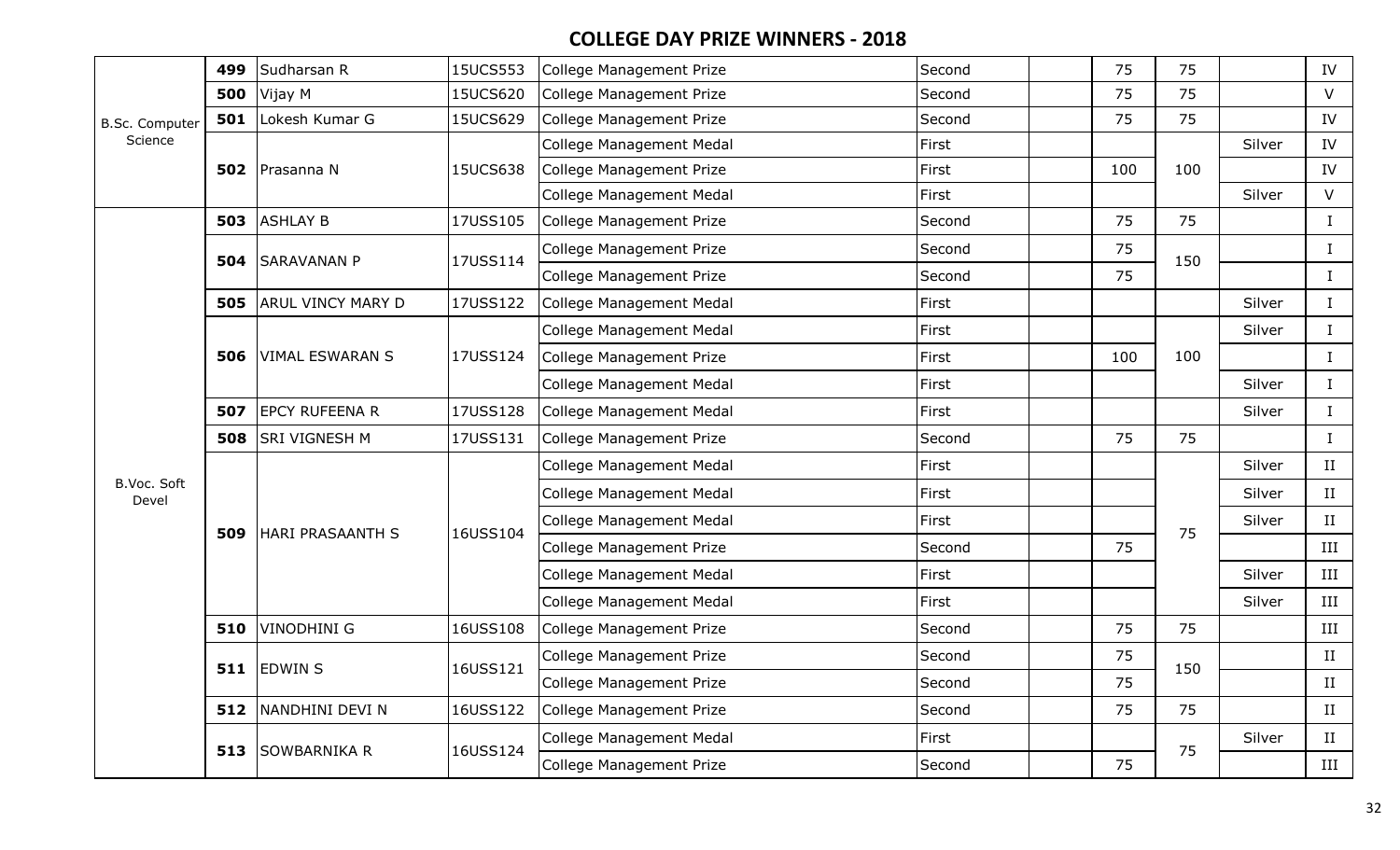## COLLEGE DAY PRIZE WINNERS - 2018

| | | | | | | | | | | |
|---|---|---|---|---|---|---|---|---|---|---|
| B.Sc. Computer Science | 499 | Sudharsan R | 15UCS553 | College Management Prize | Second | | 75 | 75 | | IV |
| | 500 | Vijay M | 15UCS620 | College Management Prize | Second | | 75 | 75 | | V |
| | 501 | Lokesh Kumar G | 15UCS629 | College Management Prize | Second | | 75 | 75 | | IV |
| | 502 | Prasanna N | 15UCS638 | College Management Medal | First | | | 100 | Silver | IV |
| | | | | College Management Prize | First | | 100 | | | IV |
| | | | | College Management Medal | First | | | | Silver | V |
| B.Voc. Soft Devel | 503 | ASHLAY B | 17USS105 | College Management Prize | Second | | 75 | 75 | | I |
| | 504 | SARAVANAN P | 17USS114 | College Management Prize | Second | | 75 | 150 | | I |
| | | | | College Management Prize | Second | | 75 | | | I |
| | 505 | ARUL VINCY MARY D | 17USS122 | College Management Medal | First | | | | Silver | I |
| | 506 | VIMAL ESWARAN S | 17USS124 | College Management Medal | First | | | 100 | Silver | I |
| | | | | College Management Prize | First | | 100 | | | I |
| | | | | College Management Medal | First | | | | Silver | I |
| | 507 | EPCY RUFEENA R | 17USS128 | College Management Medal | First | | | | Silver | I |
| | 508 | SRI VIGNESH M | 17USS131 | College Management Prize | Second | | 75 | 75 | | I |
| | 509 | HARI PRASAANTH S | 16USS104 | College Management Medal | First | | | 75 | Silver | II |
| | | | | College Management Medal | First | | | | Silver | II |
| | | | | College Management Medal | First | | | | Silver | II |
| | | | | College Management Prize | Second | | 75 | | | III |
| | | | | College Management Medal | First | | | | Silver | III |
| | | | | College Management Medal | First | | | | Silver | III |
| | 510 | VINODHINI G | 16USS108 | College Management Prize | Second | | 75 | 75 | | III |
| | 511 | EDWIN S | 16USS121 | College Management Prize | Second | | 75 | 150 | | II |
| | | | | College Management Prize | Second | | 75 | | | II |
| | 512 | NANDHINI DEVI N | 16USS122 | College Management Prize | Second | | 75 | 75 | | II |
| | 513 | SOWBARNIKA R | 16USS124 | College Management Medal | First | | | 75 | Silver | II |
| | | | | College Management Prize | Second | | 75 | | | III |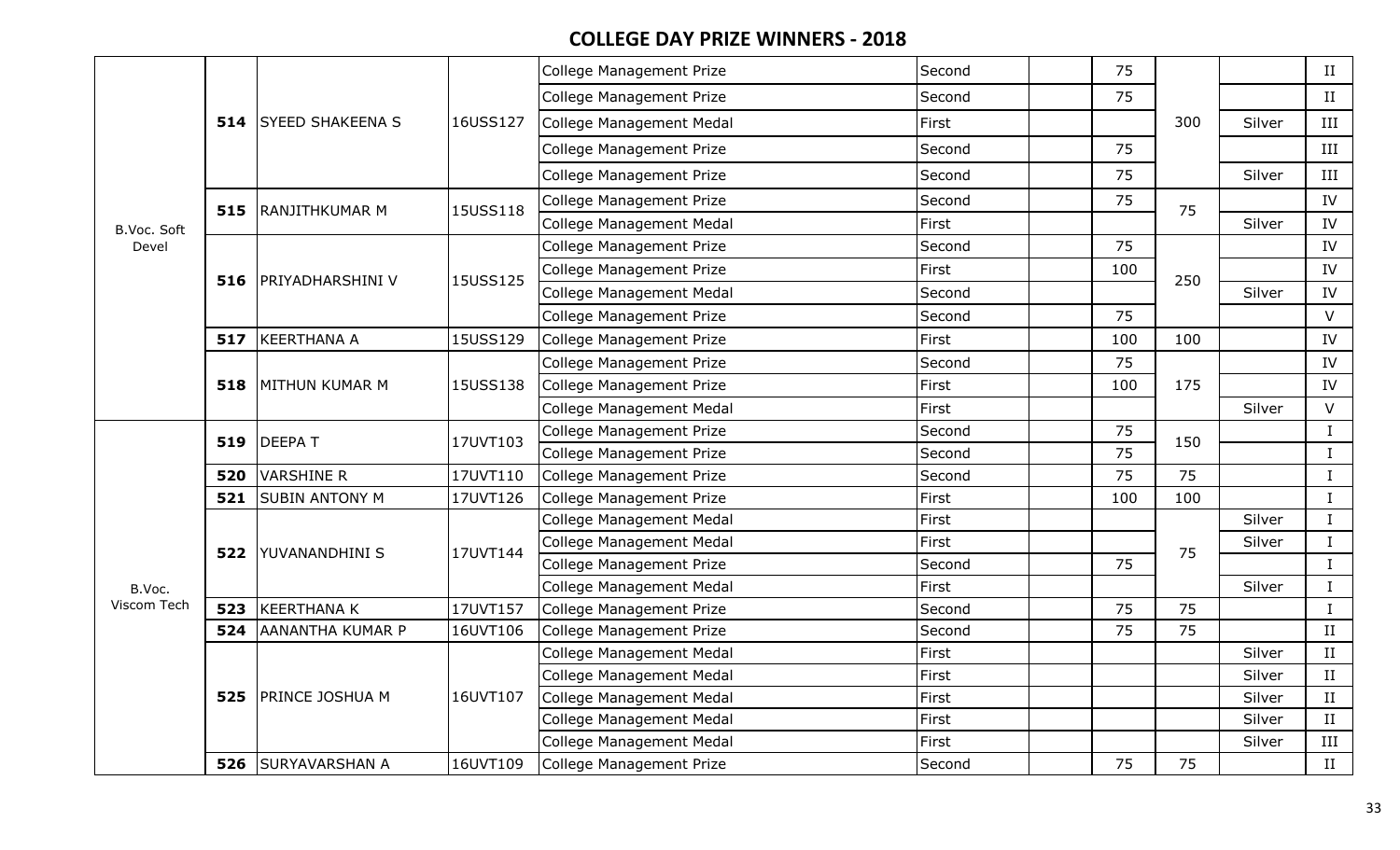## COLLEGE DAY PRIZE WINNERS - 2018

| | | | | | | | | | | |
|---|---|---|---|---|---|---|---|---|---|---|
| B.Voc. Soft Devel | 514 | SYEED SHAKEENA S | 16USS127 | College Management Prize | Second | | 75 | 300 | | II |
| | | | | College Management Prize | Second | | 75 | | | II |
| | | | | College Management Medal | First | | | | Silver | III |
| | | | | College Management Prize | Second | | 75 | | | III |
| | | | | College Management Prize | Second | | 75 | | Silver | III |
| | 515 | RANJITHKUMAR M | 15USS118 | College Management Prize | Second | | 75 | 75 | | IV |
| | | | | College Management Medal | First | | | | Silver | IV |
| | 516 | PRIYADHARSHINI V | 15USS125 | College Management Prize | Second | | 75 | 250 | | IV |
| | | | | College Management Prize | First | | 100 | | | IV |
| | | | | College Management Medal | Second | | | | Silver | IV |
| | | | | College Management Prize | Second | | 75 | | | V |
| | 517 | KEERTHANA A | 15USS129 | College Management Prize | First | | 100 | 100 | | IV |
| | 518 | MITHUN KUMAR M | 15USS138 | College Management Prize | Second | | 75 | 175 | | IV |
| | | | | College Management Prize | First | | 100 | | | IV |
| | | | | College Management Medal | First | | | | Silver | V |
| B.Voc. Viscom Tech | 519 | DEEPA T | 17UVT103 | College Management Prize | Second | | 75 | 150 | | I |
| | | | | College Management Prize | Second | | 75 | | | I |
| | 520 | VARSHINE R | 17UVT110 | College Management Prize | Second | | 75 | 75 | | I |
| | 521 | SUBIN ANTONY M | 17UVT126 | College Management Prize | First | | 100 | 100 | | I |
| | 522 | YUVANANDHINI S | 17UVT144 | College Management Medal | First | | | 75 | Silver | I |
| | | | | College Management Medal | First | | | | Silver | I |
| | | | | College Management Prize | Second | | 75 | | | I |
| | | | | College Management Medal | First | | | | Silver | I |
| | 523 | KEERTHANA K | 17UVT157 | College Management Prize | Second | | 75 | 75 | | I |
| | 524 | AANANTHA KUMAR P | 16UVT106 | College Management Prize | Second | | 75 | 75 | | II |
| | 525 | PRINCE JOSHUA M | 16UVT107 | College Management Medal | First | | | | Silver | II |
| | | | | College Management Medal | First | | | | Silver | II |
| | | | | College Management Medal | First | | | | Silver | II |
| | | | | College Management Medal | First | | | | Silver | II |
| | | | | College Management Medal | First | | | | Silver | III |
| | 526 | SURYAVARSHAN A | 16UVT109 | College Management Prize | Second | | 75 | 75 | | II |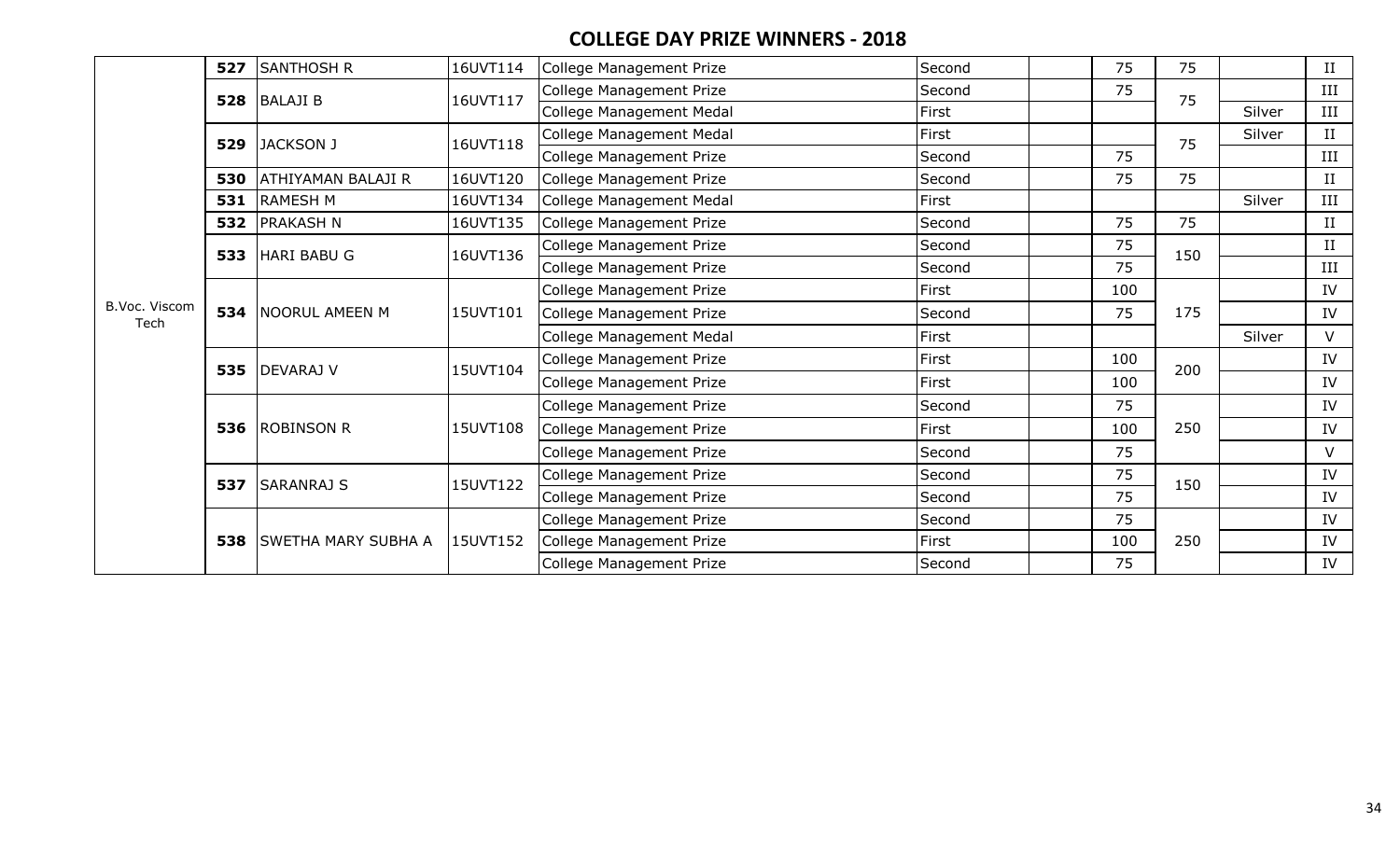## COLLEGE DAY PRIZE WINNERS - 2018

| | | | | | | | | | | |
|---|---|---|---|---|---|---|---|---|---|---|
| B.Voc. Viscom Tech | 527 | SANTHOSH R | 16UVT114 | College Management Prize | Second | | 75 | 75 | | II |
| | 528 | BALAJI B | 16UVT117 | College Management Prize | Second | | 75 | 75 | | III |
| | | | | College Management Medal | First | | | | Silver | III |
| | 529 | JACKSON J | 16UVT118 | College Management Medal | First | | | 75 | Silver | II |
| | | | | College Management Prize | Second | | 75 | | | III |
| | 530 | ATHIYAMAN BALAJI R | 16UVT120 | College Management Prize | Second | | 75 | 75 | | II |
| | 531 | RAMESH M | 16UVT134 | College Management Medal | First | | | | Silver | III |
| | 532 | PRAKASH N | 16UVT135 | College Management Prize | Second | | 75 | 75 | | II |
| | 533 | HARI BABU G | 16UVT136 | College Management Prize | Second | | 75 | 150 | | II |
| | | | | College Management Prize | Second | | 75 | | | III |
| | 534 | NOORUL AMEEN M | 15UVT101 | College Management Prize | First | | 100 | 175 | | IV |
| | | | | College Management Prize | Second | | 75 | | | IV |
| | | | | College Management Medal | First | | | | Silver | V |
| | 535 | DEVARAJ V | 15UVT104 | College Management Prize | First | | 100 | 200 | | IV |
| | | | | College Management Prize | First | | 100 | | | IV |
| | 536 | ROBINSON R | 15UVT108 | College Management Prize | Second | | 75 | 250 | | IV |
| | | | | College Management Prize | First | | 100 | | | IV |
| | | | | College Management Prize | Second | | 75 | | | V |
| | 537 | SARANRAJ S | 15UVT122 | College Management Prize | Second | | 75 | 150 | | IV |
| | | | | College Management Prize | Second | | 75 | | | IV |
| | 538 | SWETHA MARY SUBHA A | 15UVT152 | College Management Prize | Second | | 75 | 250 | | IV |
| | | | | College Management Prize | First | | 100 | | | IV |
| | | | | College Management Prize | Second | | 75 | | | IV |